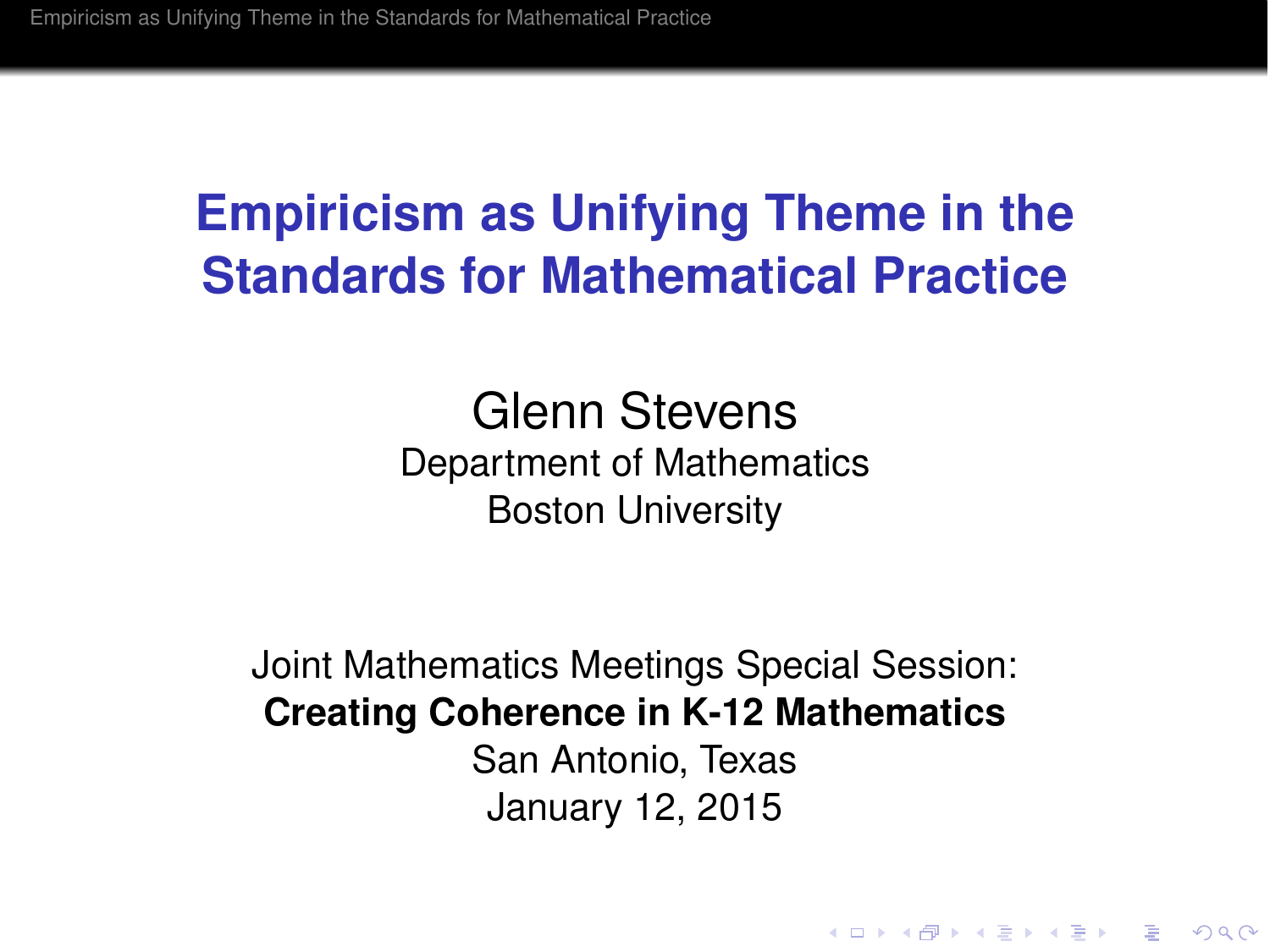# Empiricism as Unifying Theme in the Standards for Mathematical Practice

Glenn Stevens
Department of Mathematics
Boston University

Joint Mathematics Meetings Special Session:
**Creating Coherence in K-12 Mathematics**
San Antonio, Texas
January 12, 2015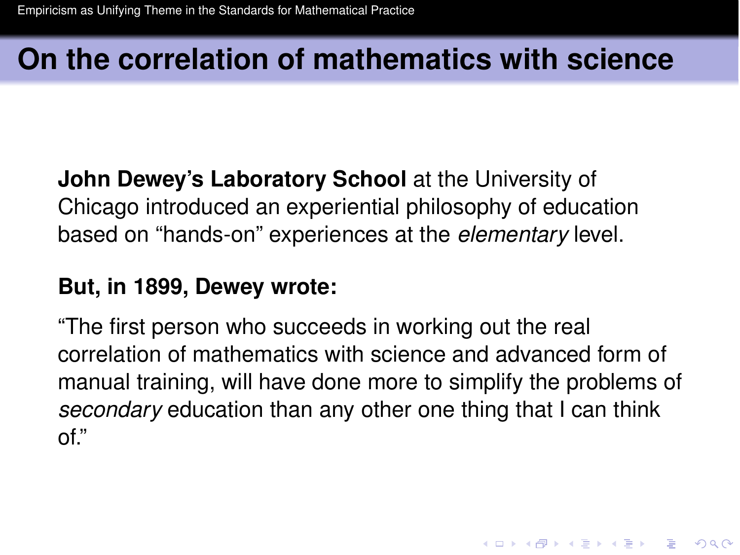# On the correlation of mathematics with science

**John Dewey's Laboratory School** at the University of Chicago introduced an experiential philosophy of education based on "hands-on" experiences at the *elementary* level.

**But, in 1899, Dewey wrote:**

"The first person who succeeds in working out the real correlation of mathematics with science and advanced form of manual training, will have done more to simplify the problems of *secondary* education than any other one thing that I can think of."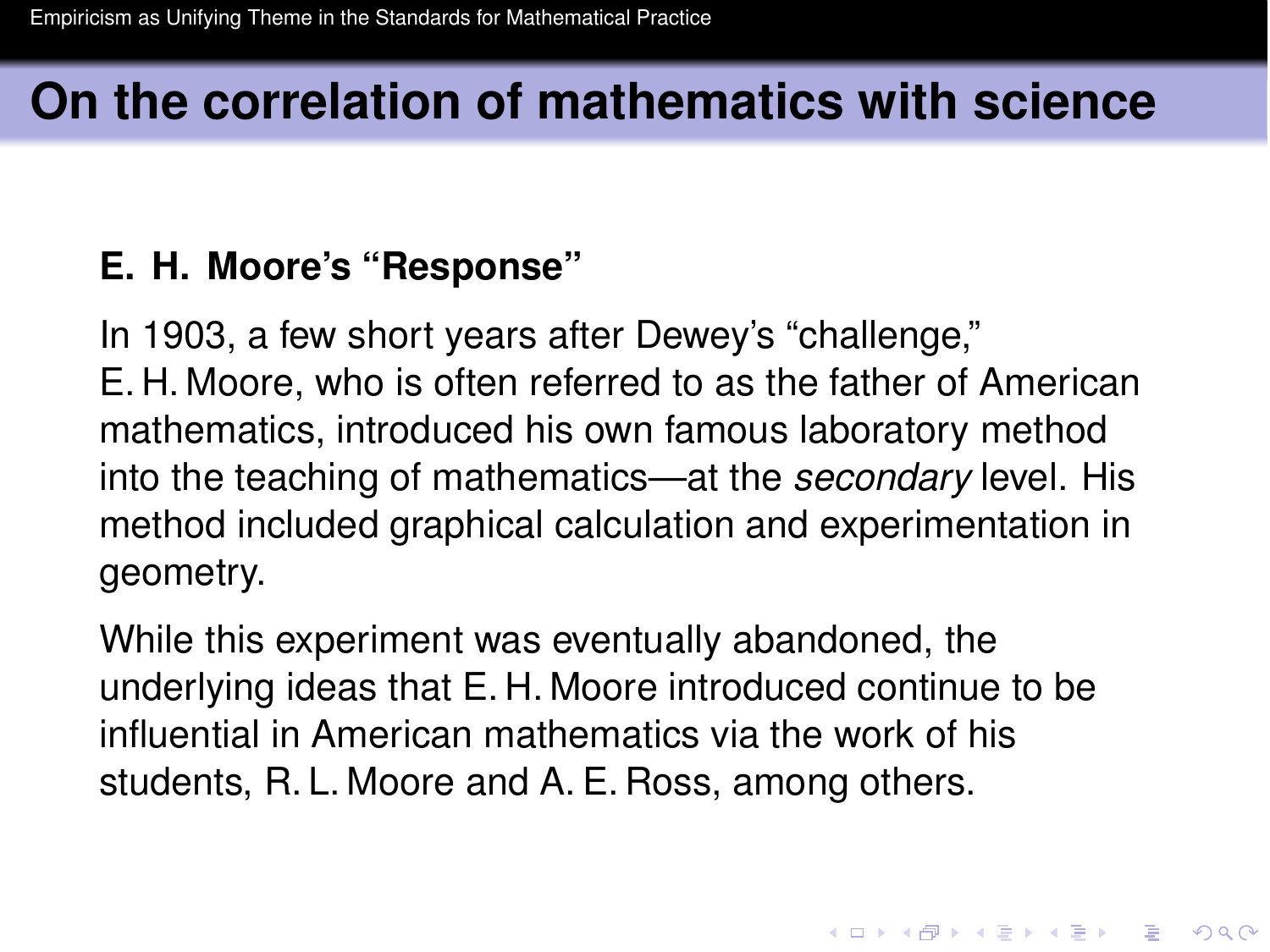## On the correlation of mathematics with science

### E. H. Moore's "Response"

In 1903, a few short years after Dewey's "challenge," E. H. Moore, who is often referred to as the father of American mathematics, introduced his own famous laboratory method into the teaching of mathematics—at the *secondary* level. His method included graphical calculation and experimentation in geometry.

While this experiment was eventually abandoned, the underlying ideas that E. H. Moore introduced continue to be influential in American mathematics via the work of his students, R. L. Moore and A. E. Ross, among others.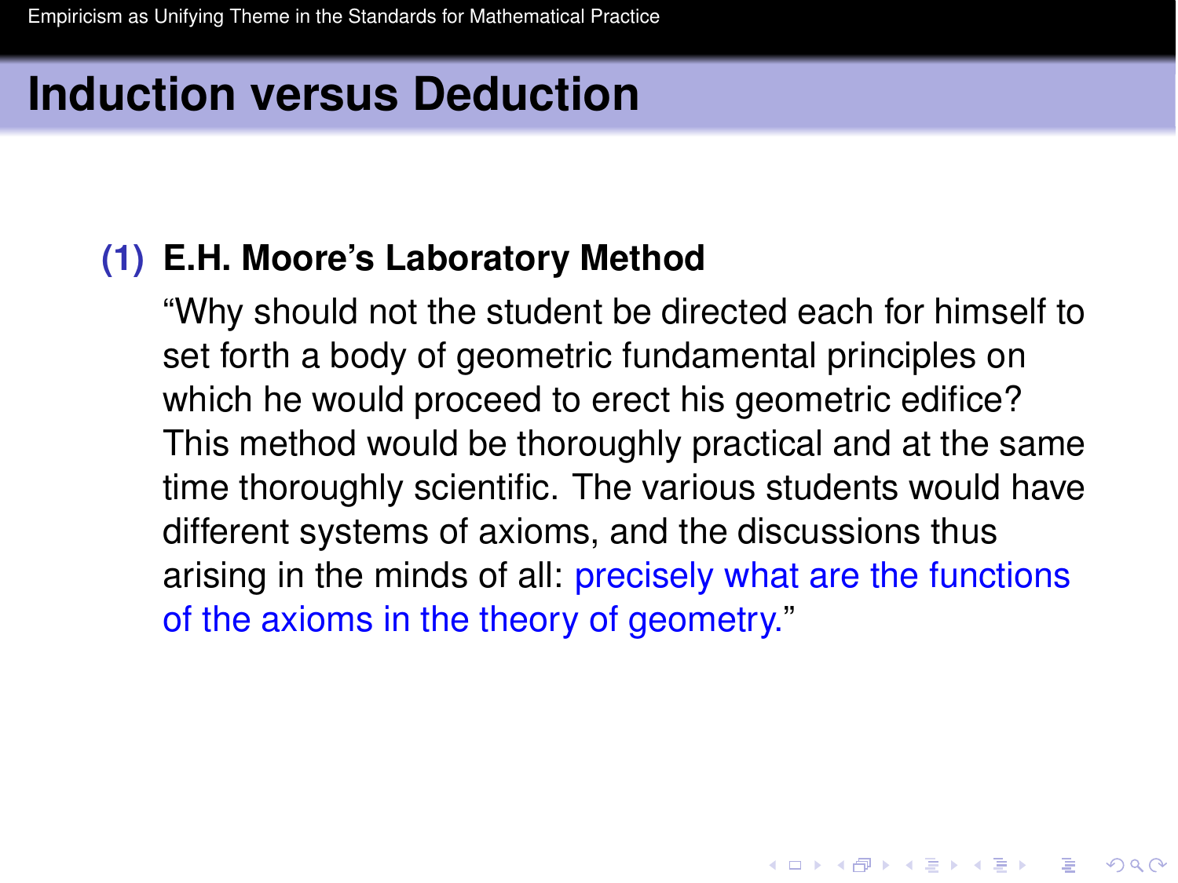## Induction versus Deduction

**(1) E.H. Moore's Laboratory Method**

"Why should not the student be directed each for himself to set forth a body of geometric fundamental principles on which he would proceed to erect his geometric edifice? This method would be thoroughly practical and at the same time thoroughly scientific. The various students would have different systems of axioms, and the discussions thus arising in the minds of all: precisely what are the functions of the axioms in the theory of geometry."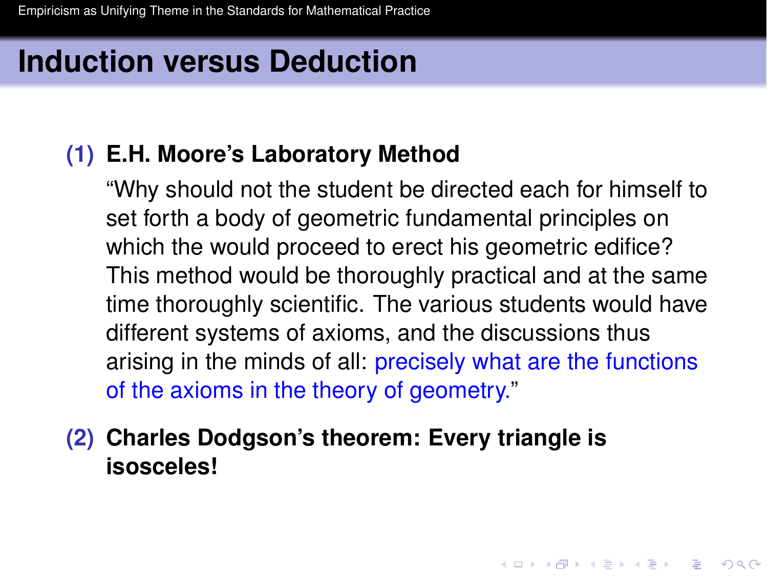## Induction versus Deduction

**(1) E.H. Moore's Laboratory Method**

"Why should not the student be directed each for himself to set forth a body of geometric fundamental principles on which the would proceed to erect his geometric edifice? This method would be thoroughly practical and at the same time thoroughly scientific. The various students would have different systems of axioms, and the discussions thus arising in the minds of all: precisely what are the functions of the axioms in the theory of geometry."

**(2) Charles Dodgson's theorem: Every triangle is isosceles!**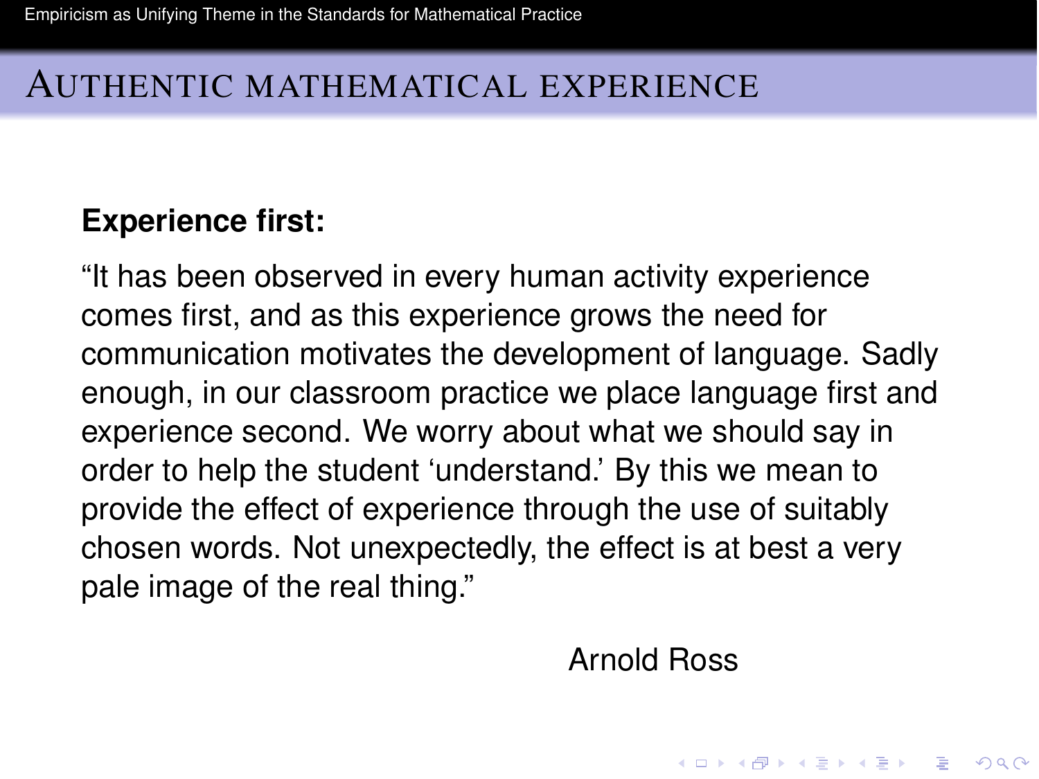## Authentic mathematical experience

**Experience first:**

“It has been observed in every human activity experience comes first, and as this experience grows the need for communication motivates the development of language. Sadly enough, in our classroom practice we place language first and experience second. We worry about what we should say in order to help the student ‘understand.’ By this we mean to provide the effect of experience through the use of suitably chosen words. Not unexpectedly, the effect is at best a very pale image of the real thing.”

Arnold Ross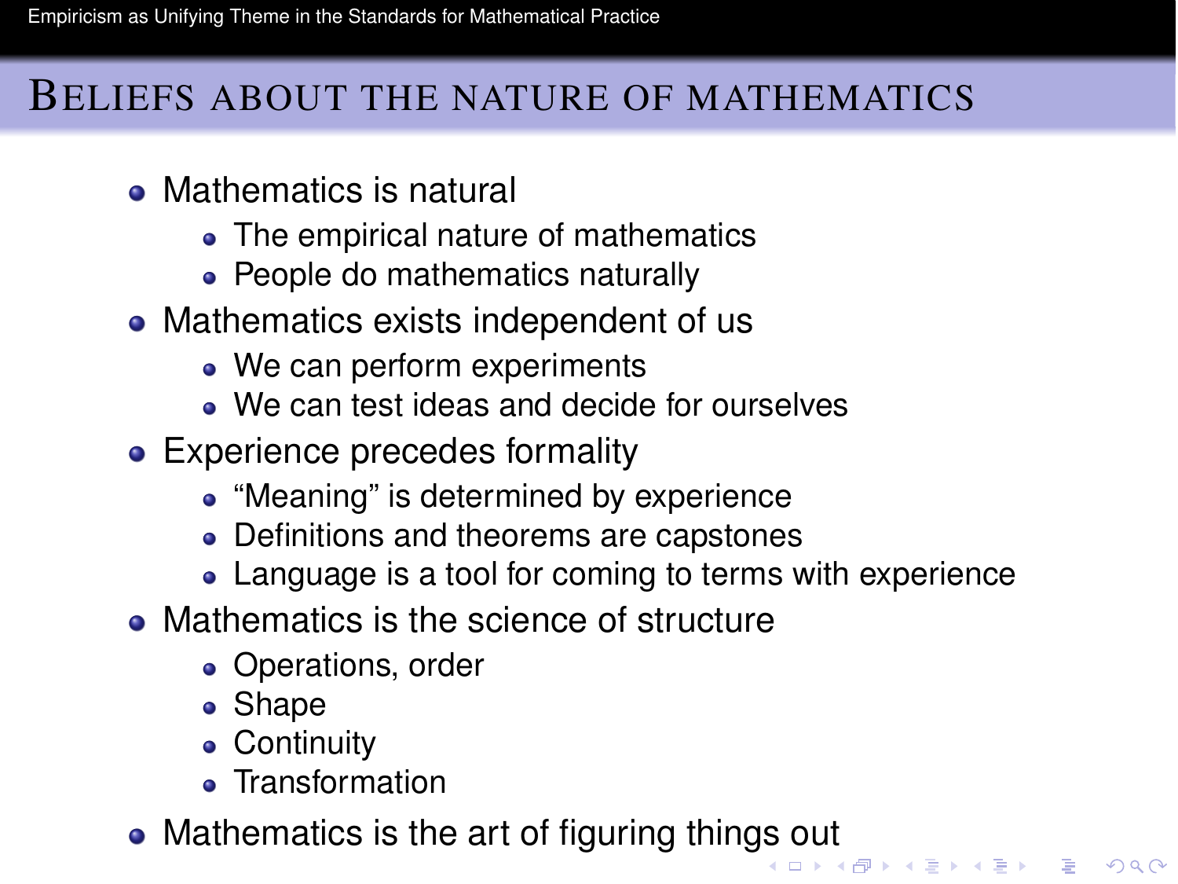## Beliefs about the nature of mathematics

- Mathematics is natural
  - The empirical nature of mathematics
  - People do mathematics naturally
- Mathematics exists independent of us
  - We can perform experiments
  - We can test ideas and decide for ourselves
- Experience precedes formality
  - “Meaning” is determined by experience
  - Definitions and theorems are capstones
  - Language is a tool for coming to terms with experience
- Mathematics is the science of structure
  - Operations, order
  - Shape
  - Continuity
  - Transformation
- Mathematics is the art of figuring things out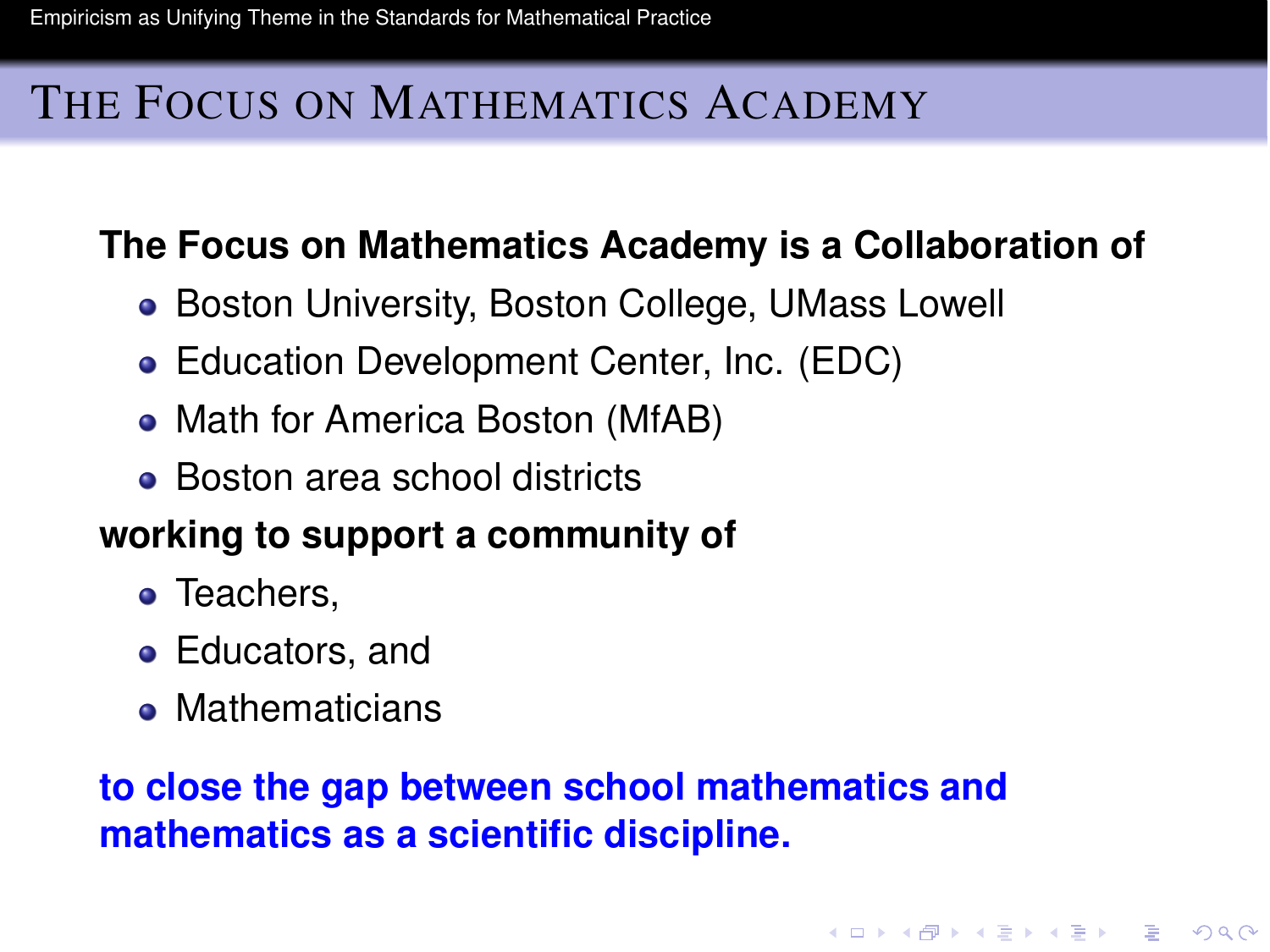# The Focus on Mathematics Academy

**The Focus on Mathematics Academy is a Collaboration of**

- Boston University, Boston College, UMass Lowell
- Education Development Center, Inc. (EDC)
- Math for America Boston (MfAB)
- Boston area school districts

**working to support a community of**

- Teachers,
- Educators, and
- Mathematicians

**to close the gap between school mathematics and mathematics as a scientific discipline.**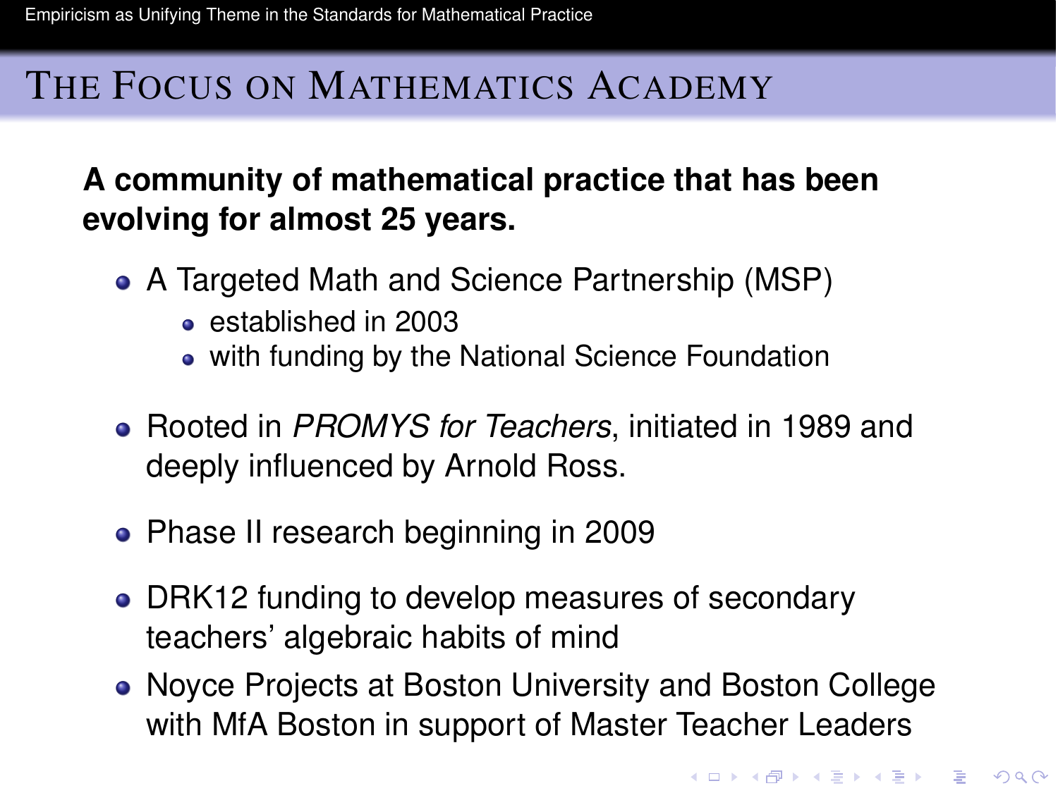# The Focus on Mathematics Academy

**A community of mathematical practice that has been evolving for almost 25 years.**

- A Targeted Math and Science Partnership (MSP)
  - established in 2003
  - with funding by the National Science Foundation
- Rooted in *PROMYS for Teachers*, initiated in 1989 and deeply influenced by Arnold Ross.
- Phase II research beginning in 2009
- DRK12 funding to develop measures of secondary teachers' algebraic habits of mind
- Noyce Projects at Boston University and Boston College with MfA Boston in support of Master Teacher Leaders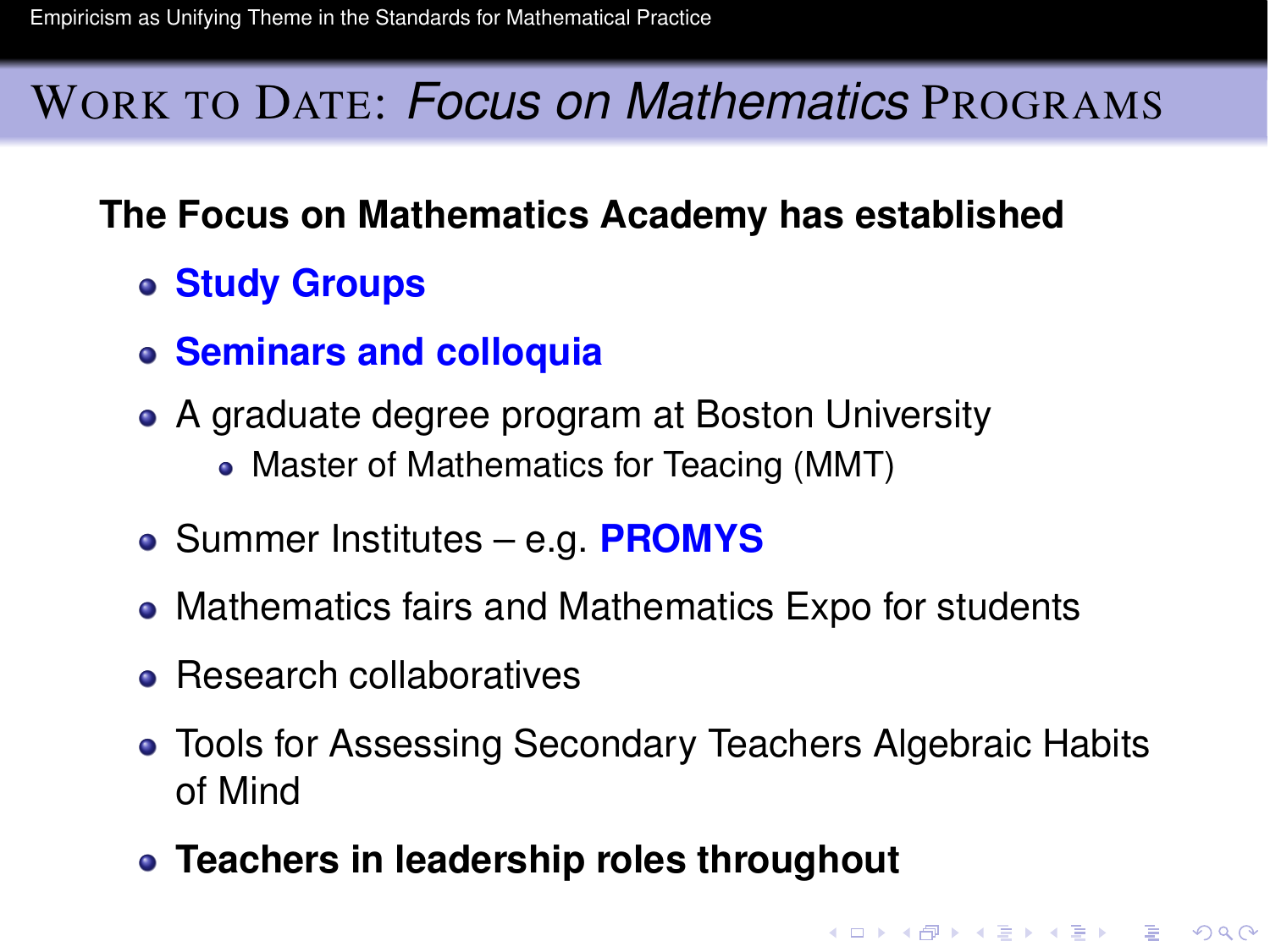# Work to Date: *Focus on Mathematics* Programs

**The Focus on Mathematics Academy has established**

- **Study Groups**
- **Seminars and colloquia**
- A graduate degree program at Boston University
  - Master of Mathematics for Teacing (MMT)
- Summer Institutes – e.g. **PROMYS**
- Mathematics fairs and Mathematics Expo for students
- Research collaboratives
- Tools for Assessing Secondary Teachers Algebraic Habits of Mind
- **Teachers in leadership roles throughout**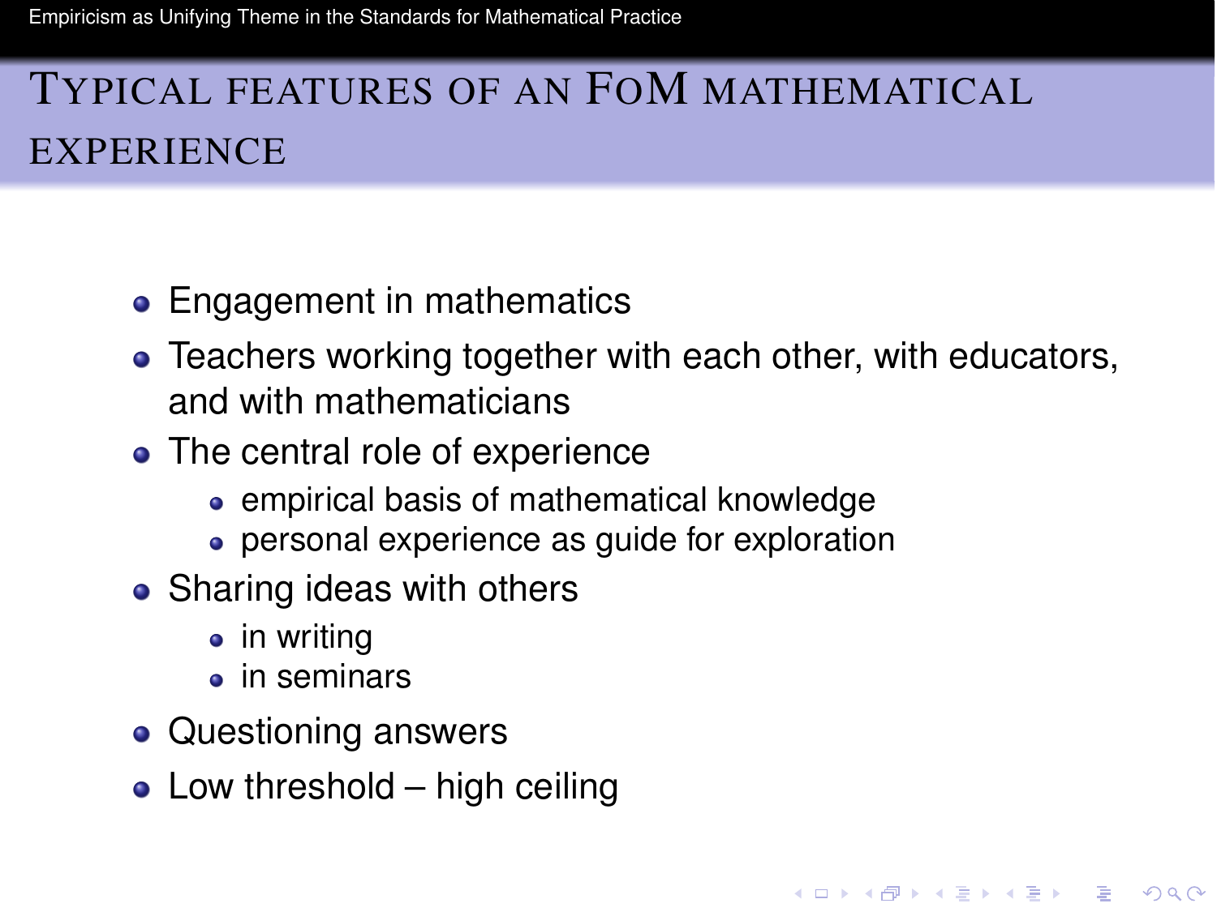# Typical features of an FoM mathematical experience

- Engagement in mathematics
- Teachers working together with each other, with educators, and with mathematicians
- The central role of experience
  - empirical basis of mathematical knowledge
  - personal experience as guide for exploration
- Sharing ideas with others
  - in writing
  - in seminars
- Questioning answers
- Low threshold – high ceiling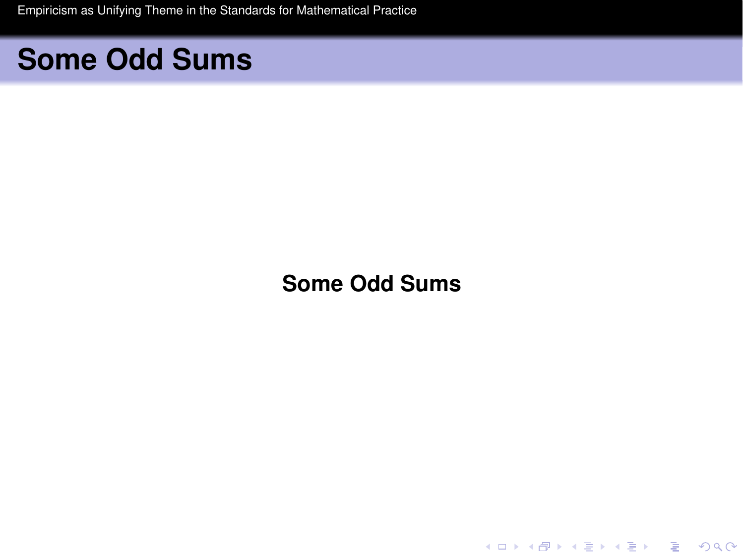# Some Odd Sums

**Some Odd Sums**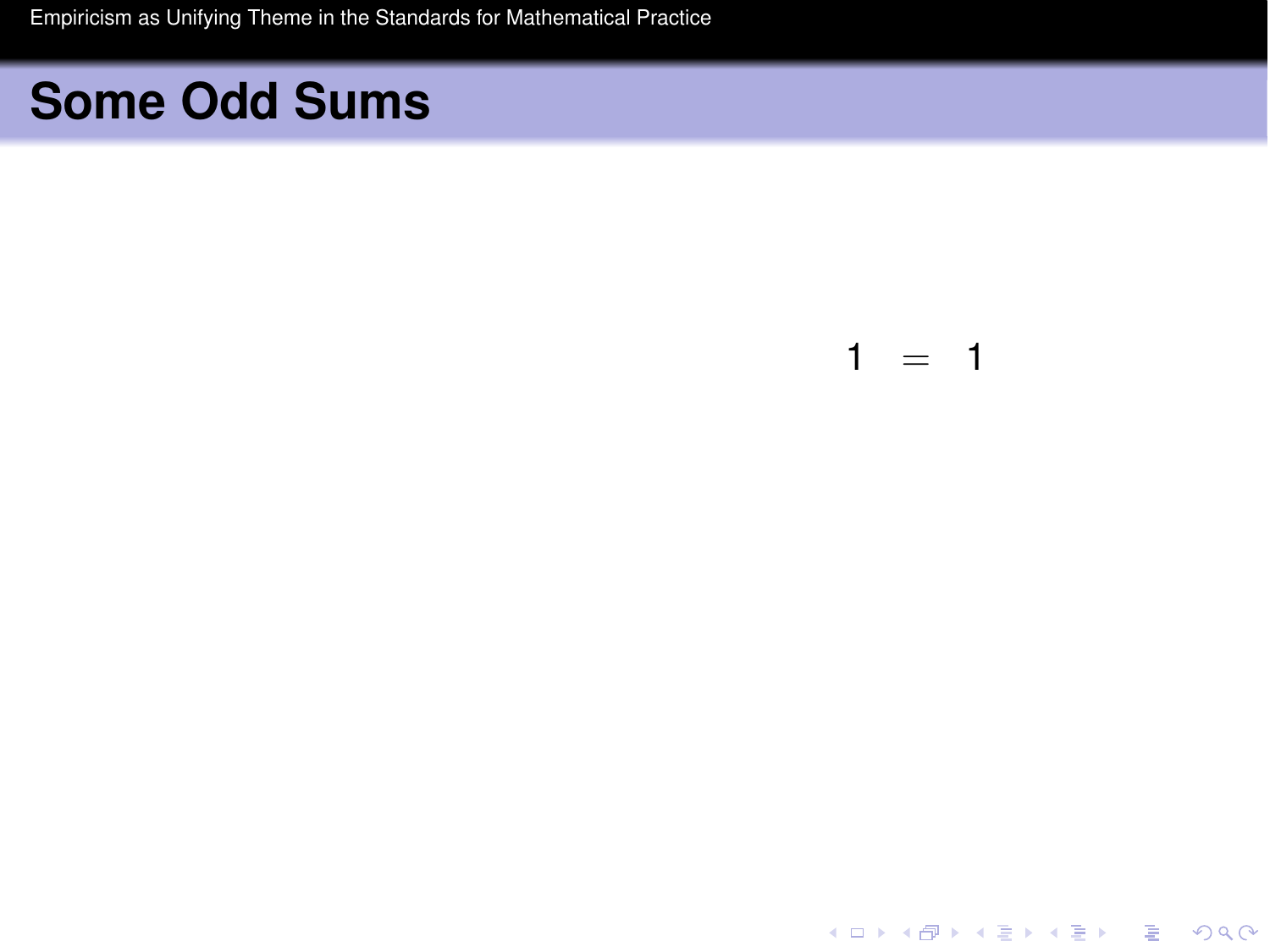# Some Odd Sums

$$1 = 1$$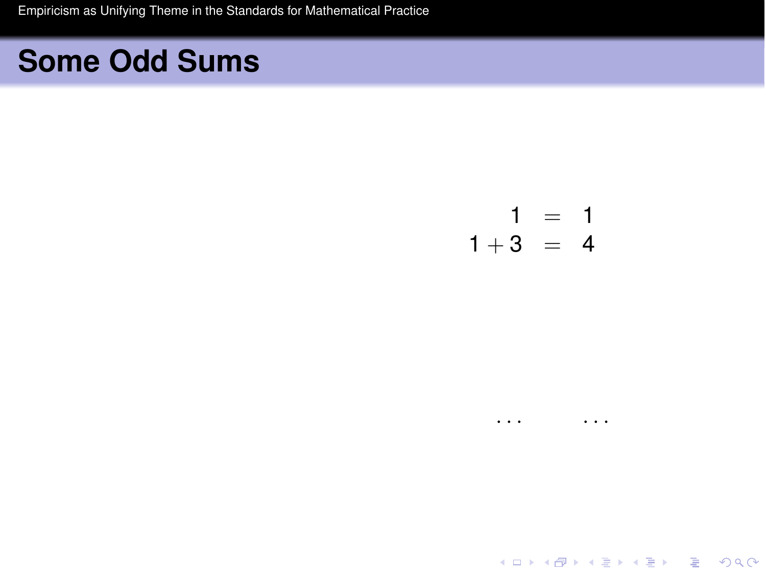## Some Odd Sums

$$
\begin{aligned}
1 &= 1 \\
1+3 &= 4 \\
\cdots &\quad \cdots
\end{aligned}
$$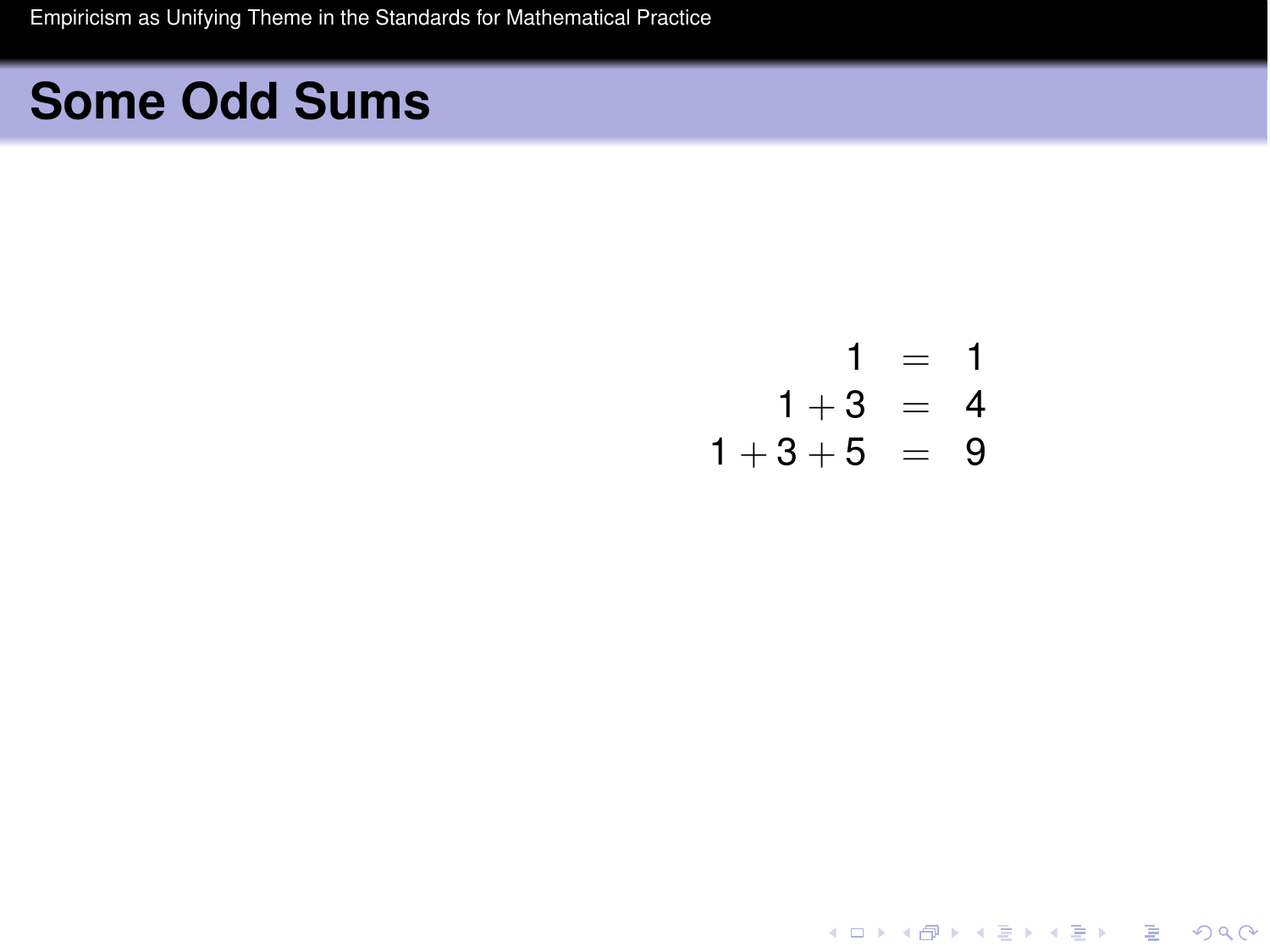## Some Odd Sums

$$
\begin{aligned}
1 &= 1 \\
1 + 3 &= 4 \\
1 + 3 + 5 &= 9
\end{aligned}
$$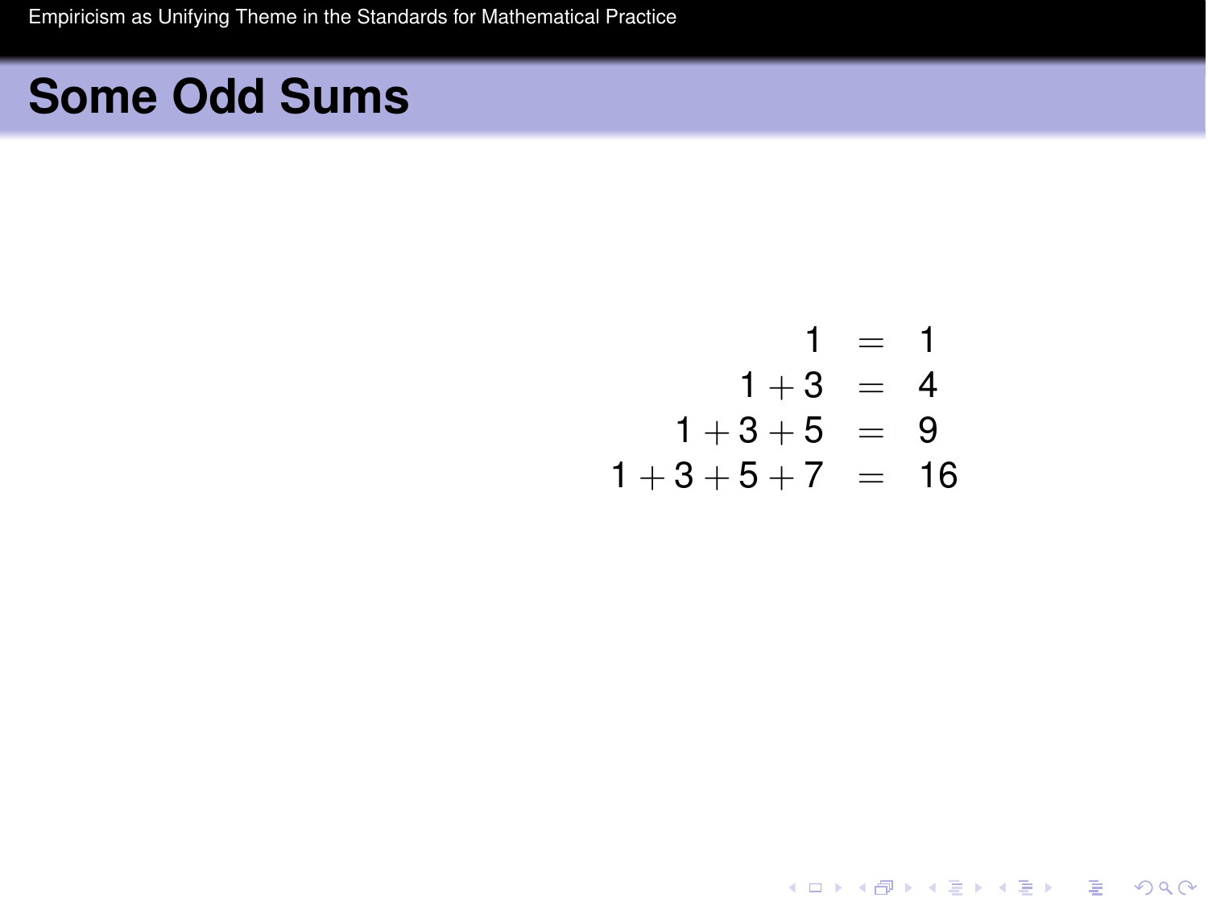# Some Odd Sums

$$
\begin{aligned}
1 &= 1 \\
1+3 &= 4 \\
1+3+5 &= 9 \\
1+3+5+7 &= 16
\end{aligned}
$$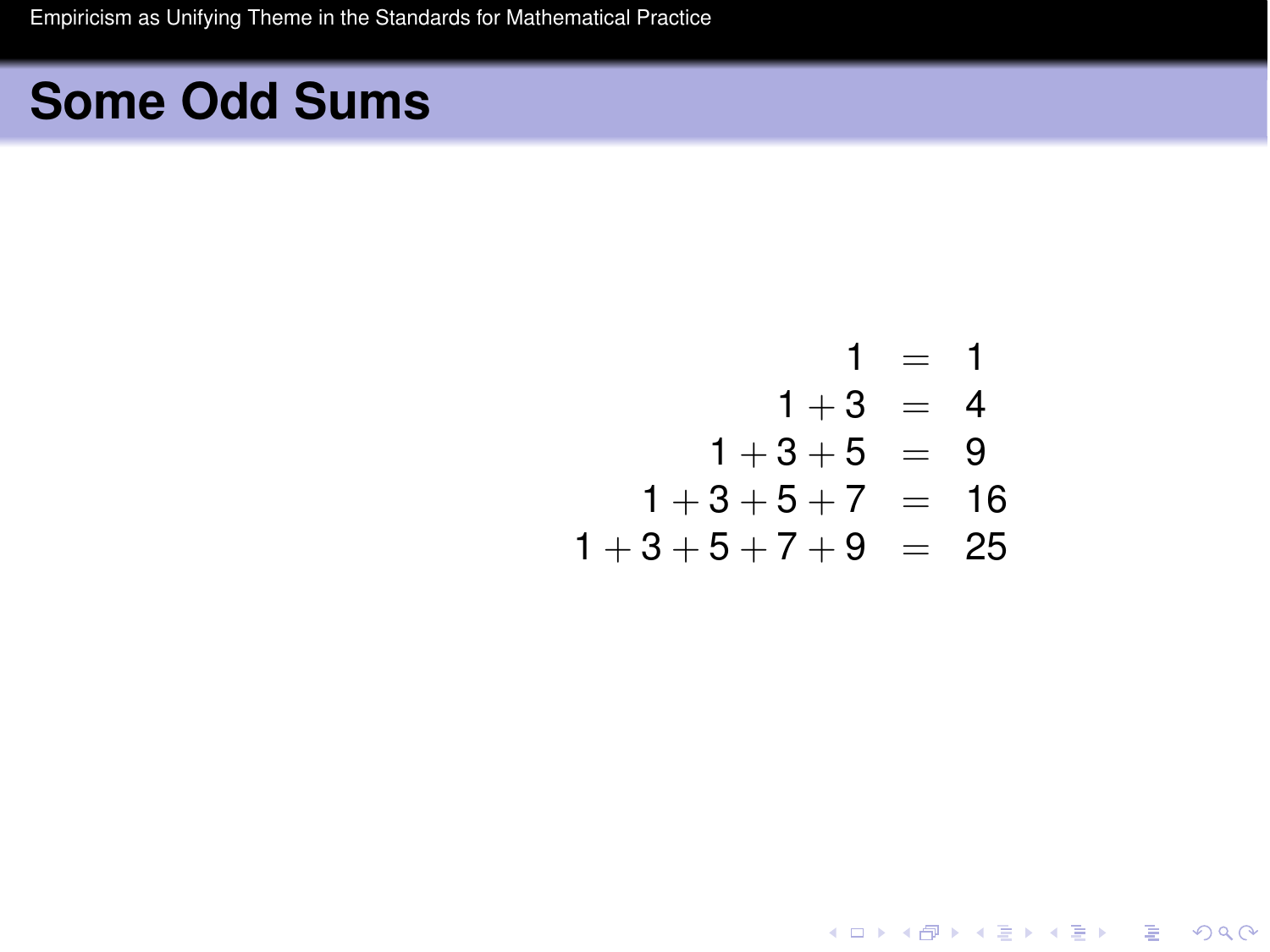# Some Odd Sums

$$
\begin{aligned}
1 &= 1 \\
1+3 &= 4 \\
1+3+5 &= 9 \\
1+3+5+7 &= 16 \\
1+3+5+7+9 &= 25
\end{aligned}
$$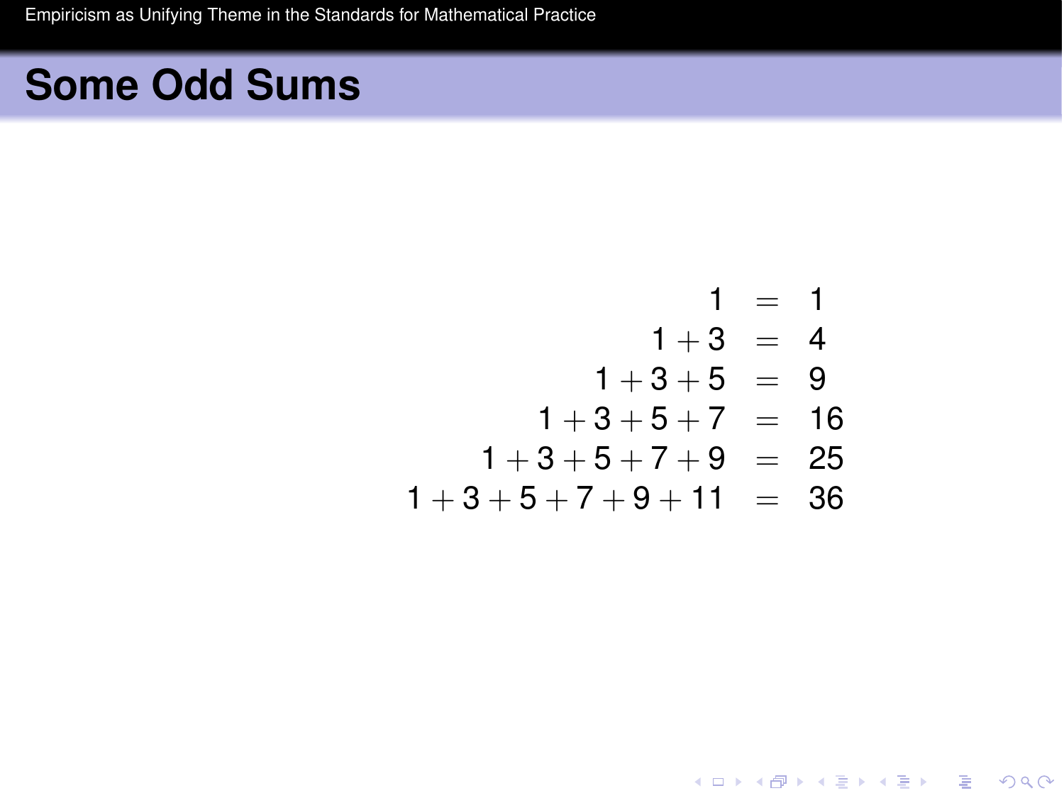## Some Odd Sums

$$
\begin{aligned}
1 &= 1 \\
1+3 &= 4 \\
1+3+5 &= 9 \\
1+3+5+7 &= 16 \\
1+3+5+7+9 &= 25 \\
1+3+5+7+9+11 &= 36
\end{aligned}
$$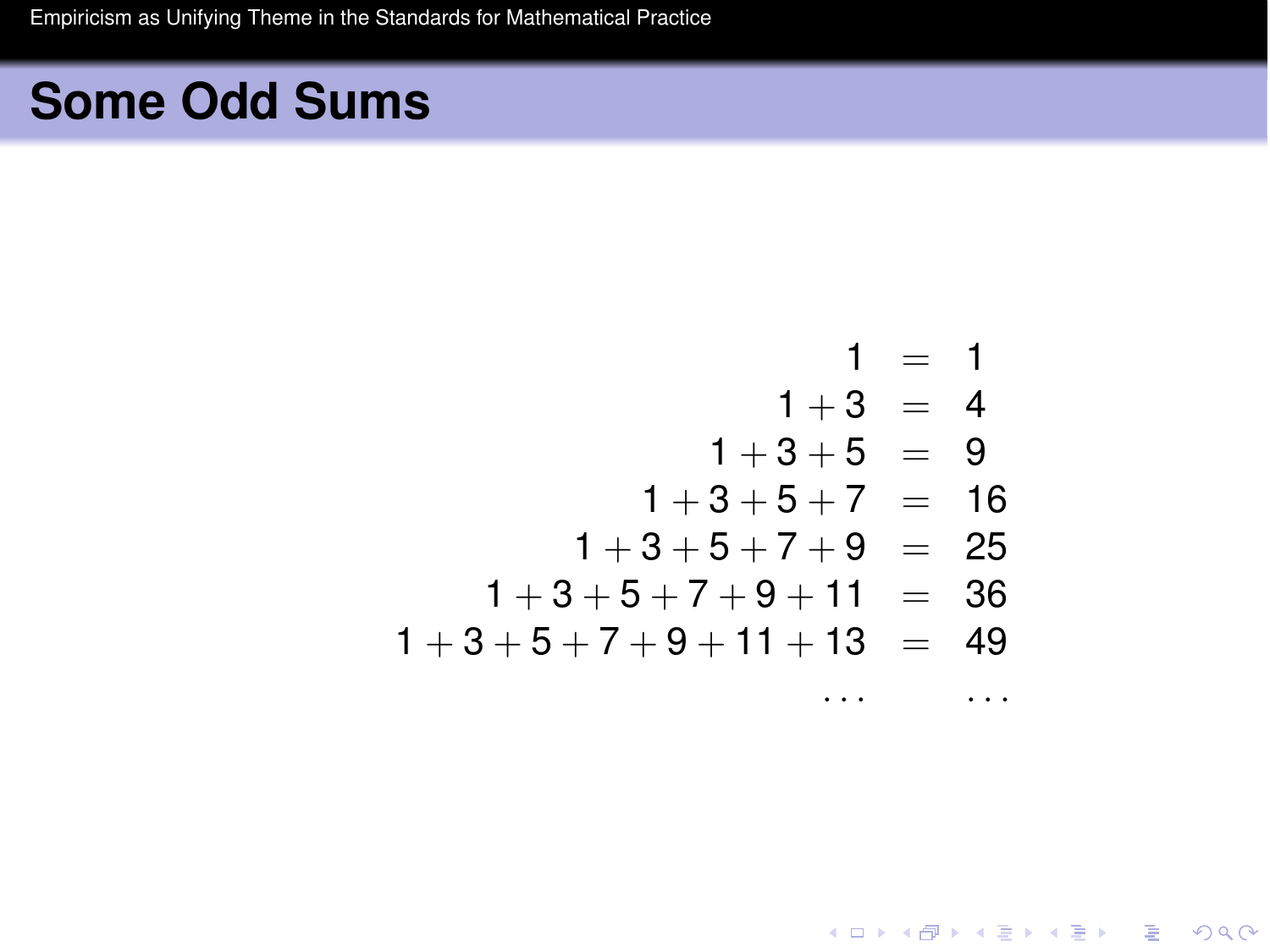# Some Odd Sums

$$
\begin{aligned}
1 &= 1 \\
1+3 &= 4 \\
1+3+5 &= 9 \\
1+3+5+7 &= 16 \\
1+3+5+7+9 &= 25 \\
1+3+5+7+9+11 &= 36 \\
1+3+5+7+9+11+13 &= 49 \\
\ldots & \quad \ldots
\end{aligned}
$$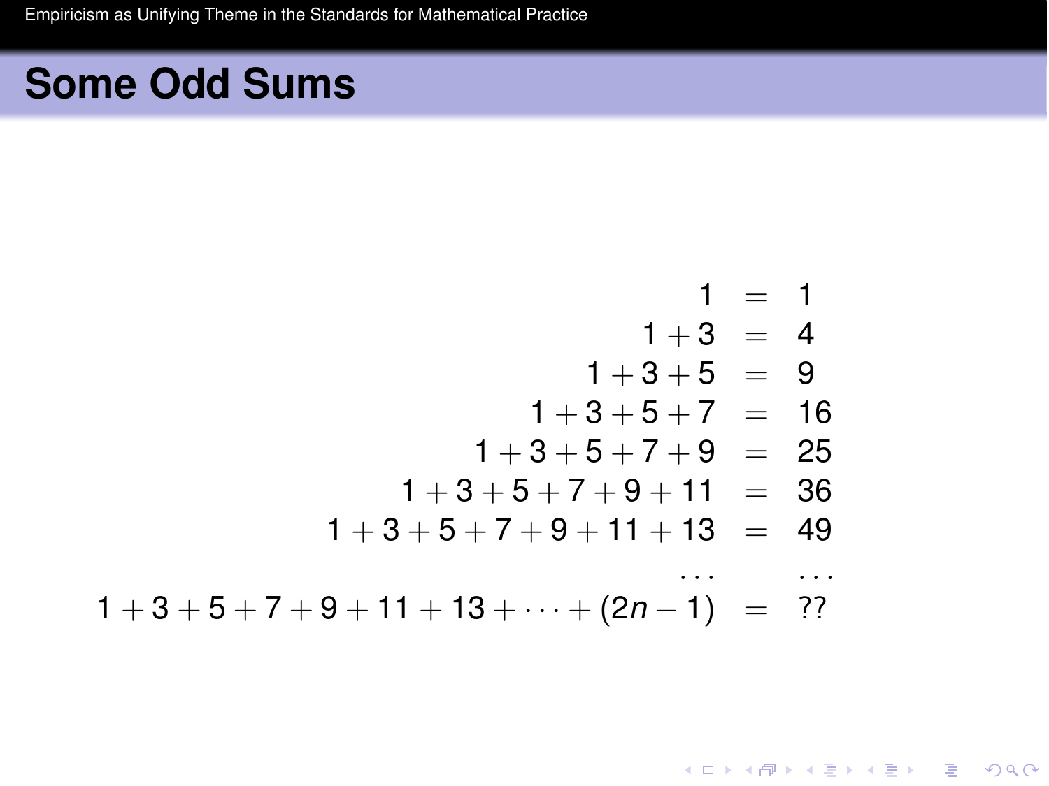## Some Odd Sums

$$
\begin{aligned}
1 &= 1 \\
1+3 &= 4 \\
1+3+5 &= 9 \\
1+3+5+7 &= 16 \\
1+3+5+7+9 &= 25 \\
1+3+5+7+9+11 &= 36 \\
1+3+5+7+9+11+13 &= 49 \\
\ldots & \quad \ldots \\
1+3+5+7+9+11+13+\cdots+(2n-1) &= ??
\end{aligned}
$$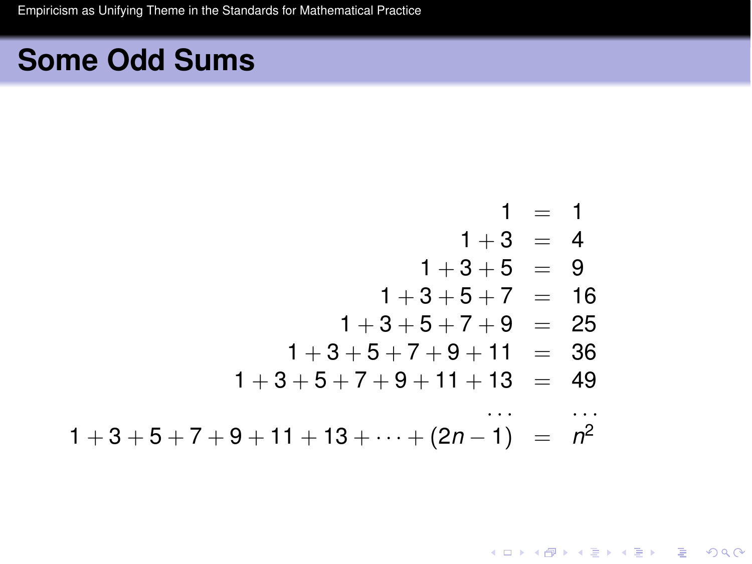## Some Odd Sums

$$
\begin{aligned}
1 &= 1 \\
1+3 &= 4 \\
1+3+5 &= 9 \\
1+3+5+7 &= 16 \\
1+3+5+7+9 &= 25 \\
1+3+5+7+9+11 &= 36 \\
1+3+5+7+9+11+13 &= 49 \\
\ldots & \quad \ldots \\
1+3+5+7+9+11+13+\cdots+(2n-1) &= n^2
\end{aligned}
$$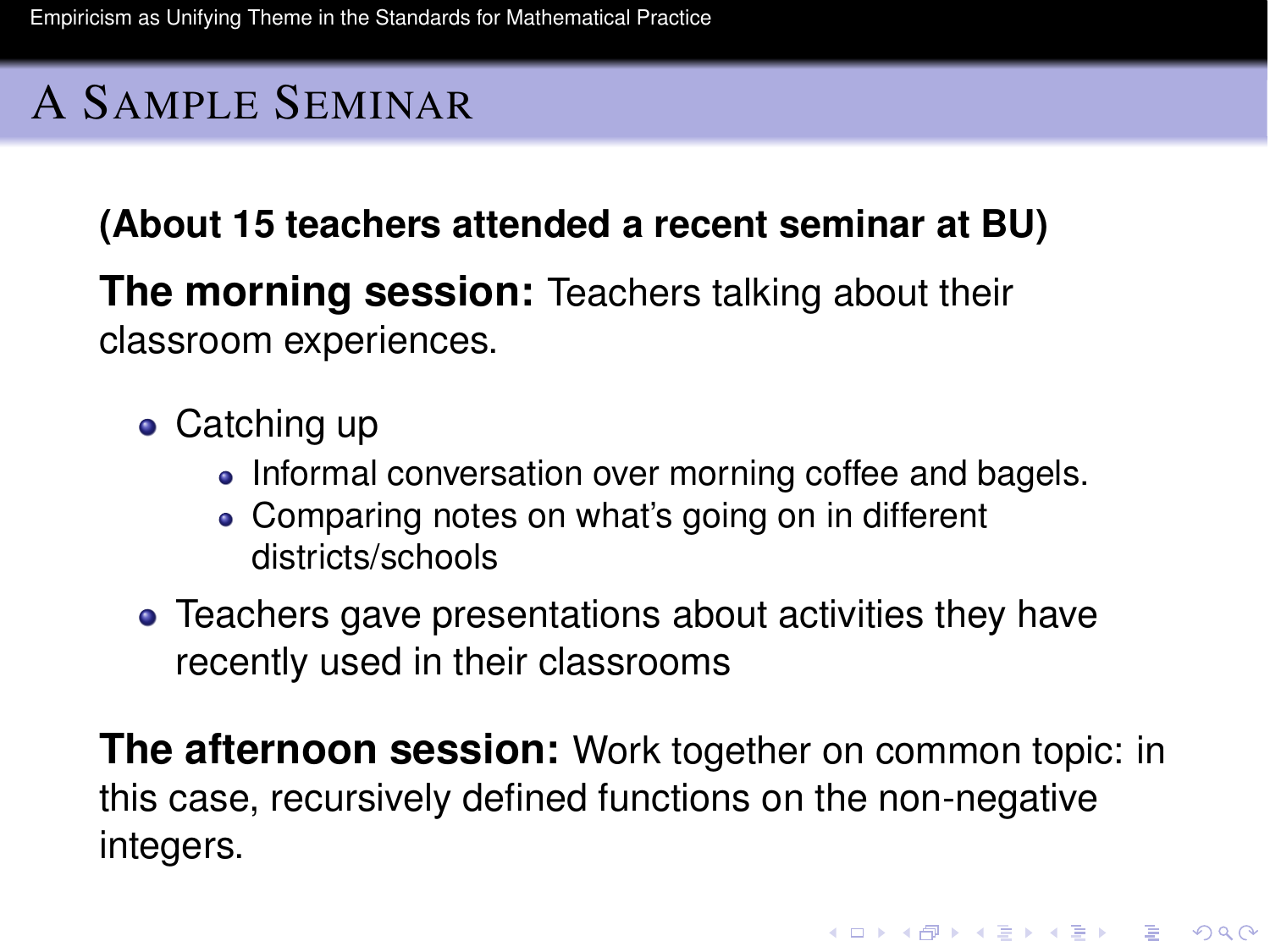# A Sample Seminar

**(About 15 teachers attended a recent seminar at BU)**

**The morning session:** Teachers talking about their classroom experiences.

- Catching up
  - Informal conversation over morning coffee and bagels.
  - Comparing notes on what's going on in different districts/schools
- Teachers gave presentations about activities they have recently used in their classrooms

**The afternoon session:** Work together on common topic: in this case, recursively defined functions on the non-negative integers.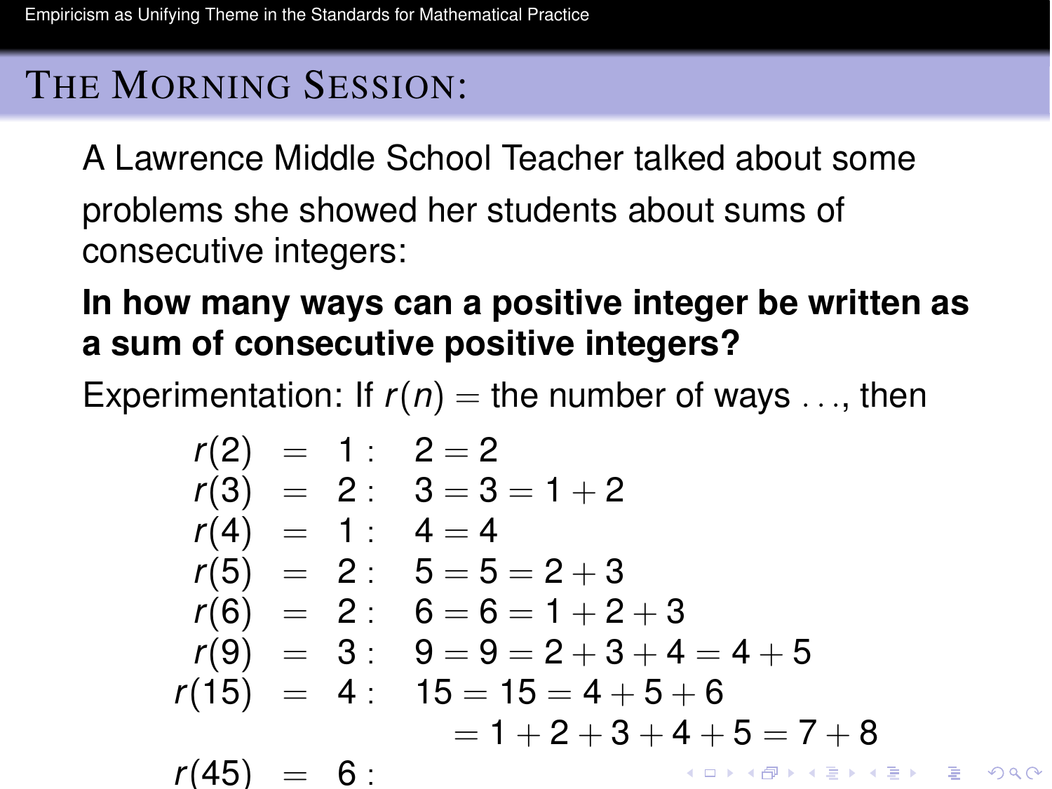## THE MORNING SESSION:

A Lawrence Middle School Teacher talked about some problems she showed her students about sums of consecutive integers:

**In how many ways can a positive integer be written as a sum of consecutive positive integers?**

Experimentation: If $r(n) =$ the number of ways ..., then

$$
\begin{aligned}
r(2) &= 1: \quad 2 = 2 \\
r(3) &= 2: \quad 3 = 3 = 1 + 2 \\
r(4) &= 1: \quad 4 = 4 \\
r(5) &= 2: \quad 5 = 5 = 2 + 3 \\
r(6) &= 2: \quad 6 = 6 = 1 + 2 + 3 \\
r(9) &= 3: \quad 9 = 9 = 2 + 3 + 4 = 4 + 5 \\
r(15) &= 4: \quad 15 = 15 = 4 + 5 + 6 \\
&\qquad\quad = 1 + 2 + 3 + 4 + 5 = 7 + 8 \\
r(45) &= 6:
\end{aligned}
$$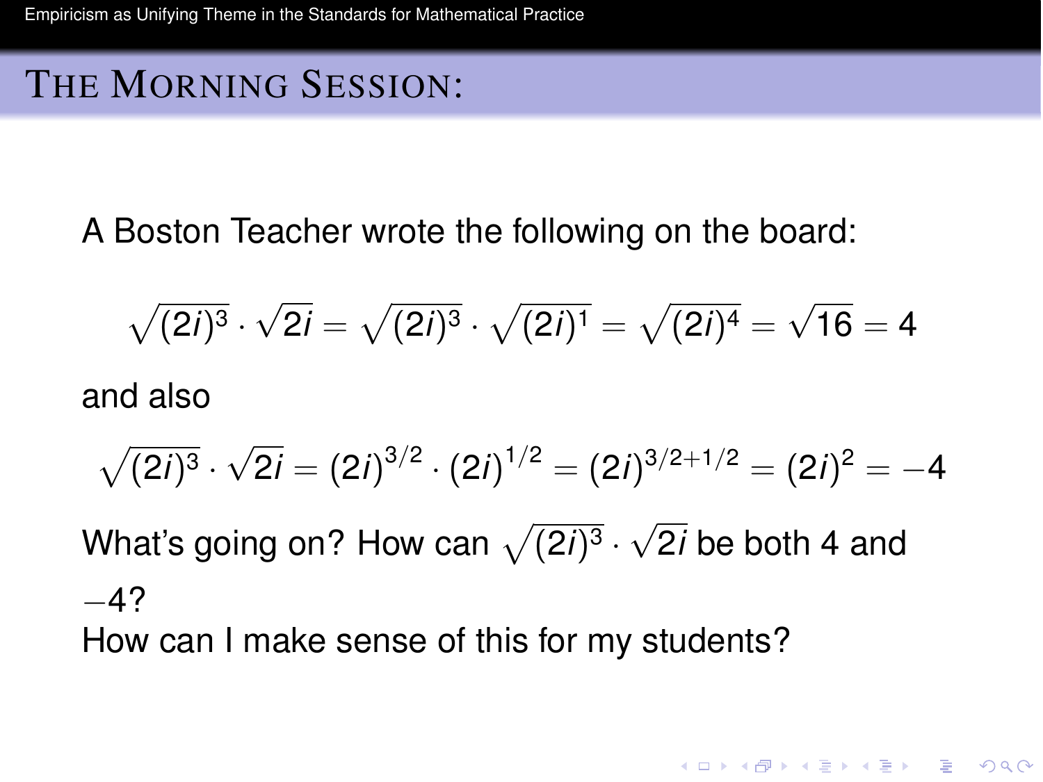# The Morning Session:

A Boston Teacher wrote the following on the board:

$$\sqrt{(2i)^3} \cdot \sqrt{2i} = \sqrt{(2i)^3} \cdot \sqrt{(2i)^1} = \sqrt{(2i)^4} = \sqrt{16} = 4$$

and also

$$\sqrt{(2i)^3} \cdot \sqrt{2i} = (2i)^{3/2} \cdot (2i)^{1/2} = (2i)^{3/2+1/2} = (2i)^2 = -4$$

What's going on? How can $\sqrt{(2i)^3} \cdot \sqrt{2i}$ be both 4 and $-4$?

How can I make sense of this for my students?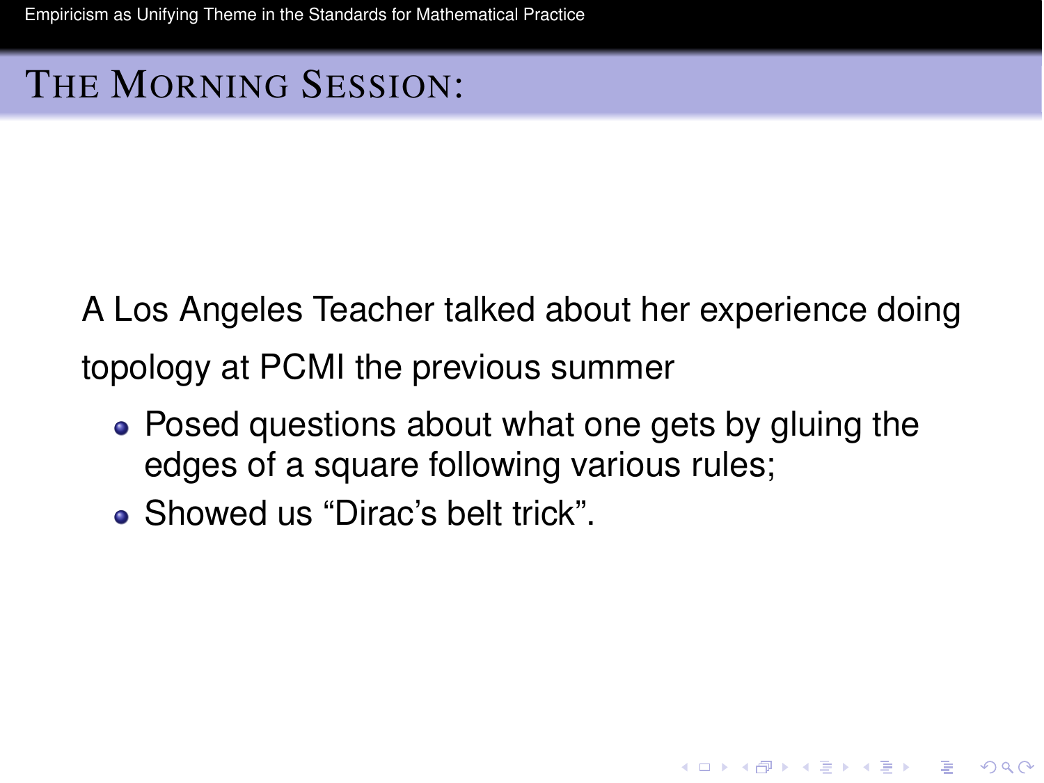## The Morning Session:

A Los Angeles Teacher talked about her experience doing topology at PCMI the previous summer

- Posed questions about what one gets by gluing the edges of a square following various rules;
- Showed us “Dirac’s belt trick”.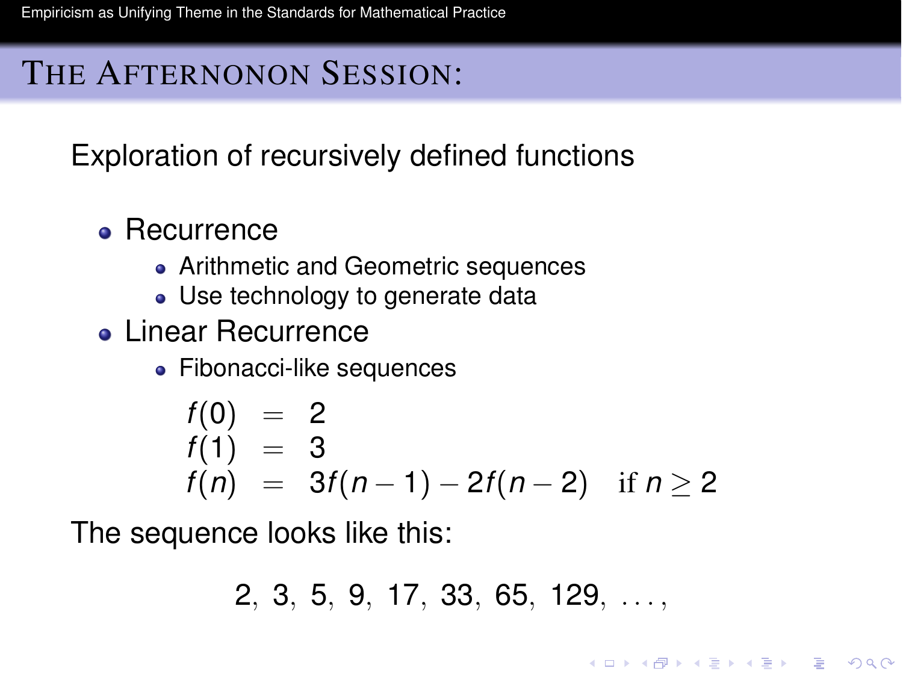## The Afternonon Session:

Exploration of recursively defined functions

- Recurrence
  - Arithmetic and Geometric sequences
  - Use technology to generate data
- Linear Recurrence
  - Fibonacci-like sequences

$$
\begin{aligned}
f(0) &= 2 \\
f(1) &= 3 \\
f(n) &= 3f(n-1) - 2f(n-2) \quad \text{if } n \geq 2
\end{aligned}
$$

The sequence looks like this:

$$2,\ 3,\ 5,\ 9,\ 17,\ 33,\ 65,\ 129,\ \ldots,$$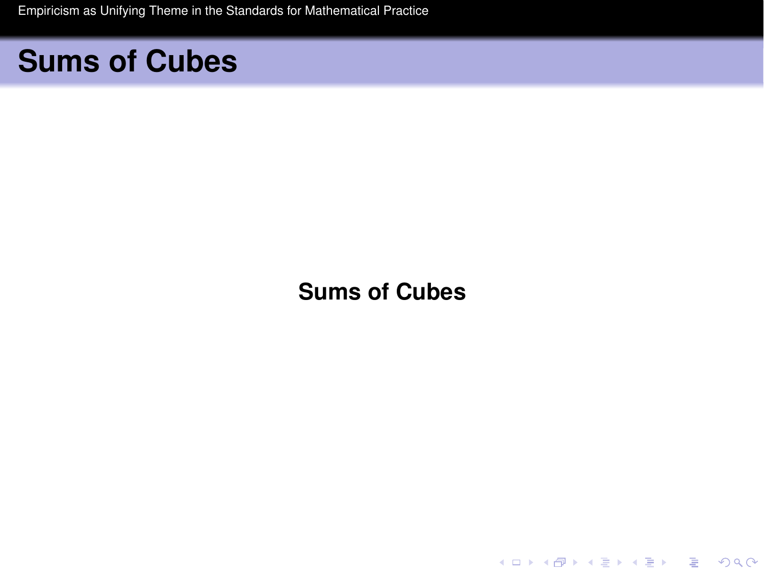# Sums of Cubes

**Sums of Cubes**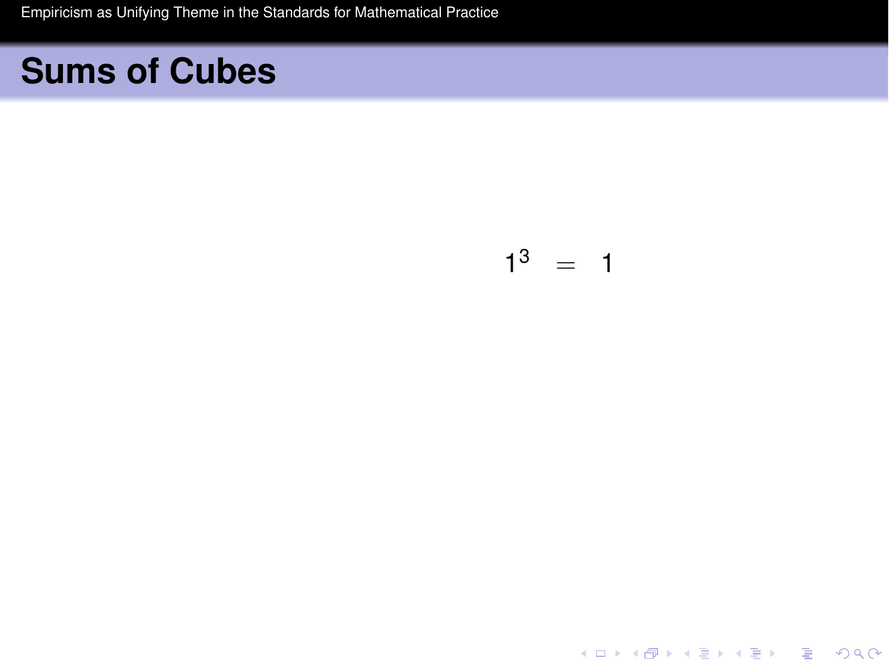## Sums of Cubes

$$1^3 = 1$$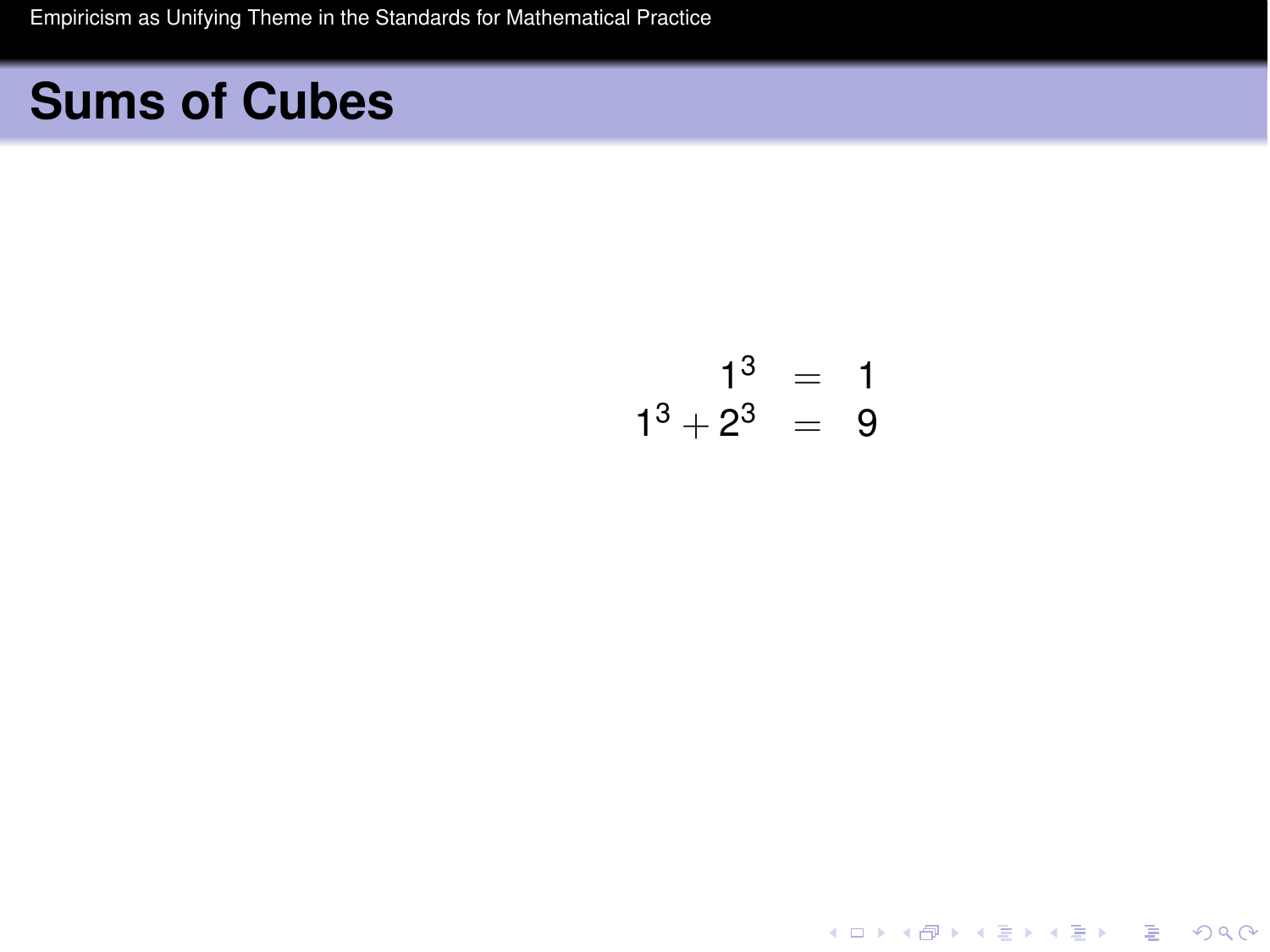# Sums of Cubes

$$
\begin{aligned}
1^3 &= 1 \\
1^3 + 2^3 &= 9
\end{aligned}
$$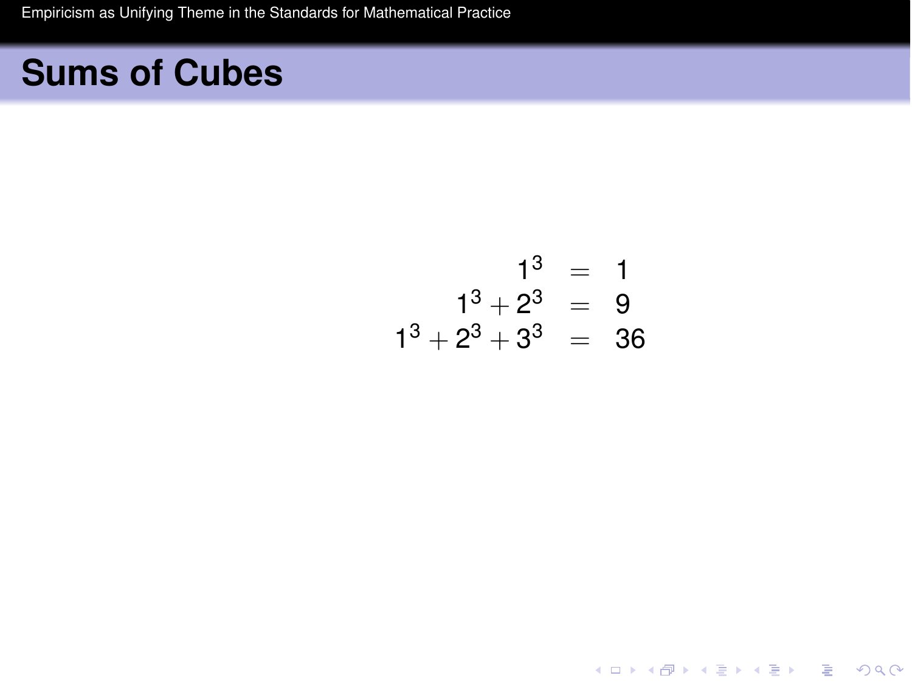# Sums of Cubes

$$
\begin{aligned}
1^3 &= 1 \\
1^3 + 2^3 &= 9 \\
1^3 + 2^3 + 3^3 &= 36
\end{aligned}
$$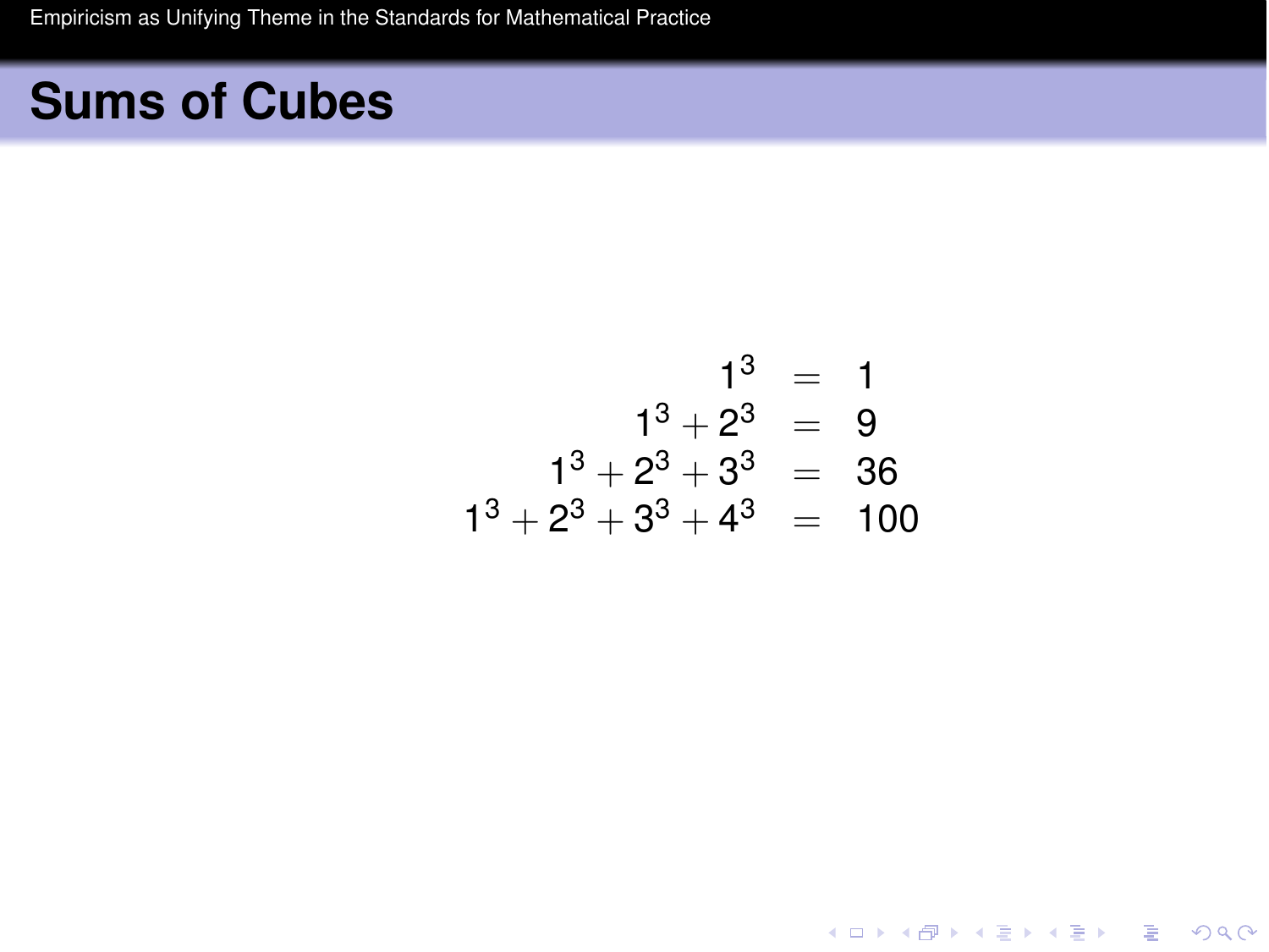# Sums of Cubes

$$
\begin{aligned}
1^3 &= 1 \\
1^3 + 2^3 &= 9 \\
1^3 + 2^3 + 3^3 &= 36 \\
1^3 + 2^3 + 3^3 + 4^3 &= 100
\end{aligned}
$$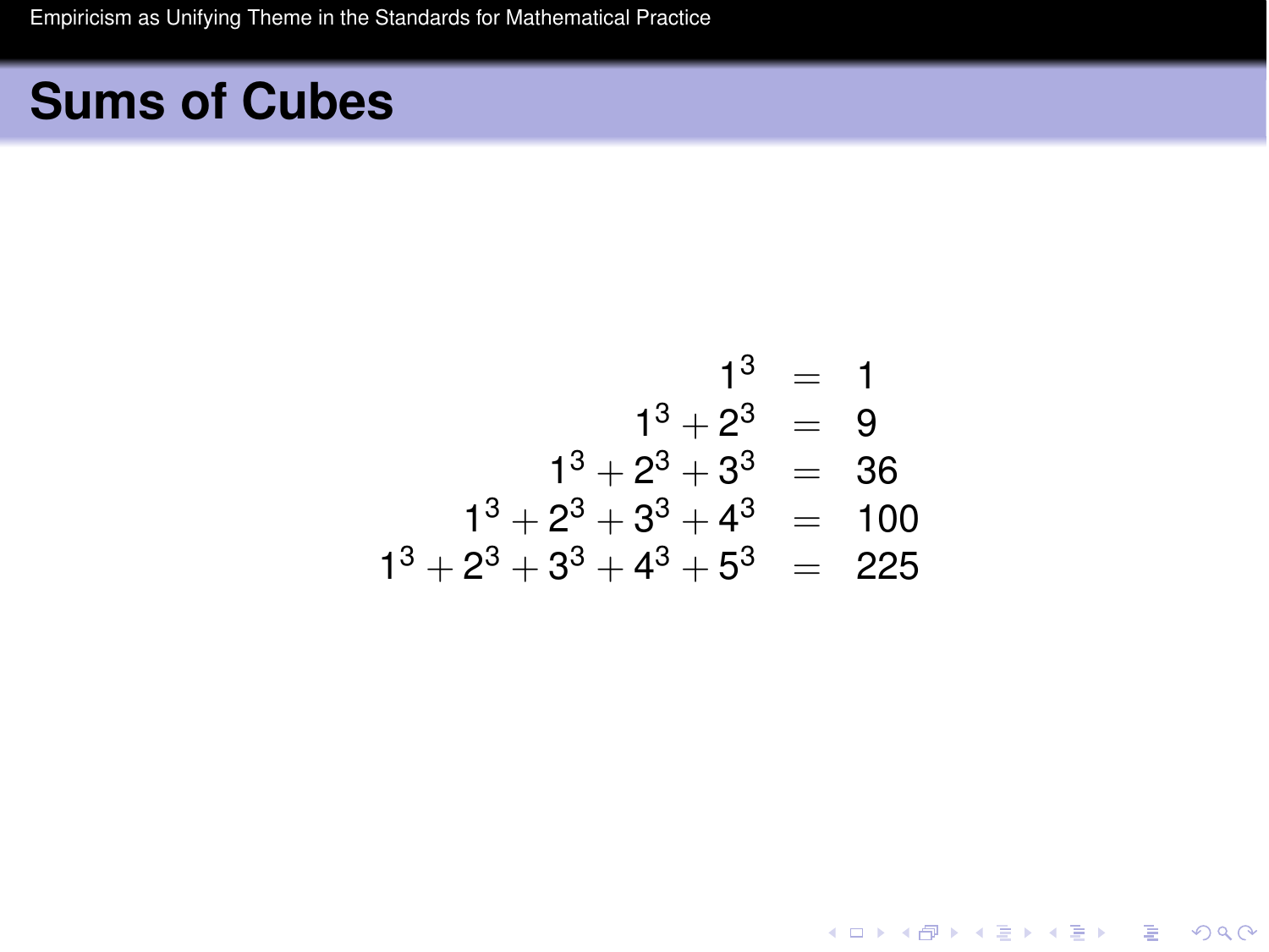# Sums of Cubes

$$
\begin{aligned}
1^3 &= 1 \\
1^3 + 2^3 &= 9 \\
1^3 + 2^3 + 3^3 &= 36 \\
1^3 + 2^3 + 3^3 + 4^3 &= 100 \\
1^3 + 2^3 + 3^3 + 4^3 + 5^3 &= 225
\end{aligned}
$$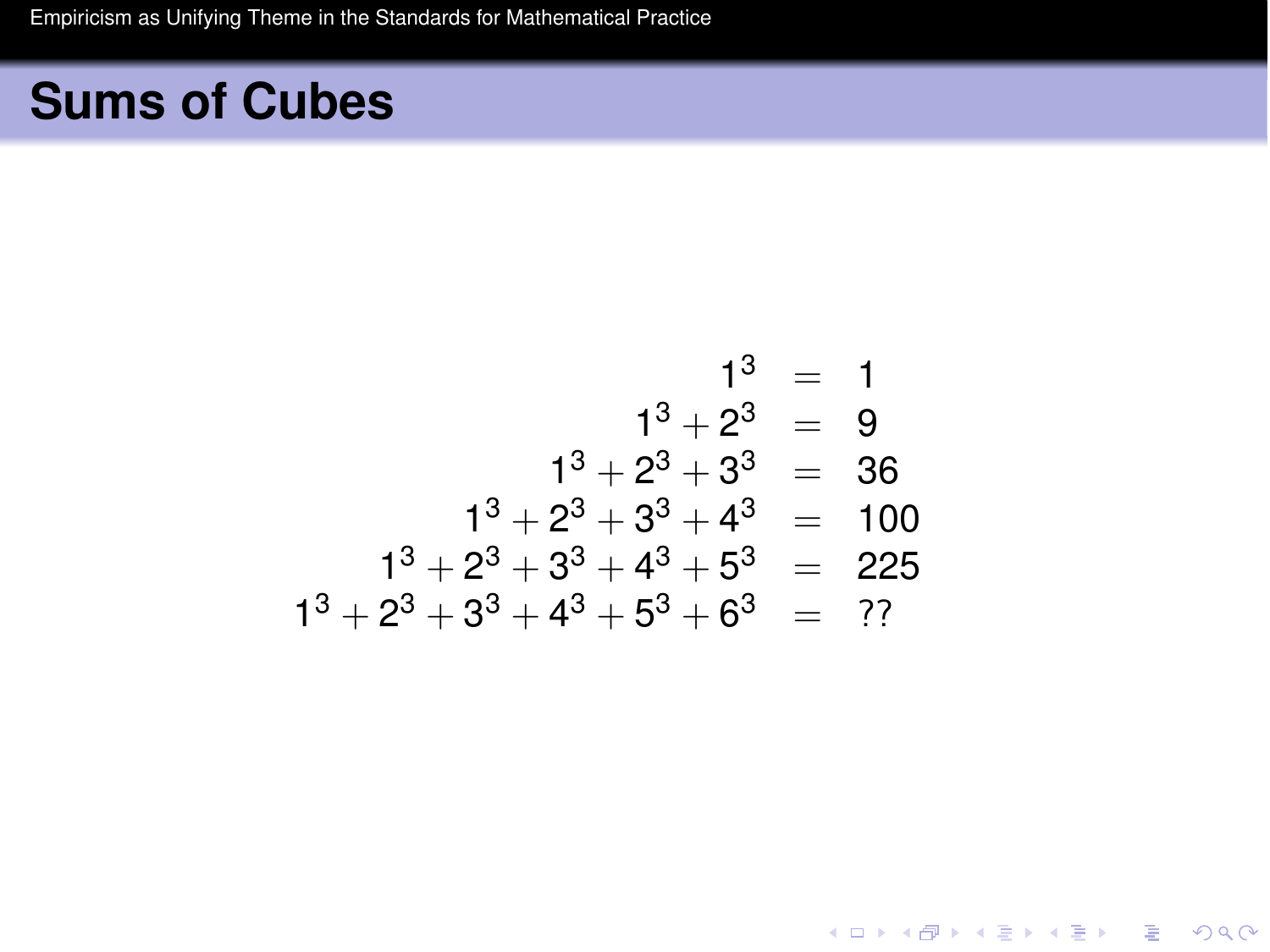# Sums of Cubes

$$
\begin{aligned}
1^3 &= 1 \\
1^3 + 2^3 &= 9 \\
1^3 + 2^3 + 3^3 &= 36 \\
1^3 + 2^3 + 3^3 + 4^3 &= 100 \\
1^3 + 2^3 + 3^3 + 4^3 + 5^3 &= 225 \\
1^3 + 2^3 + 3^3 + 4^3 + 5^3 + 6^3 &= ??
\end{aligned}
$$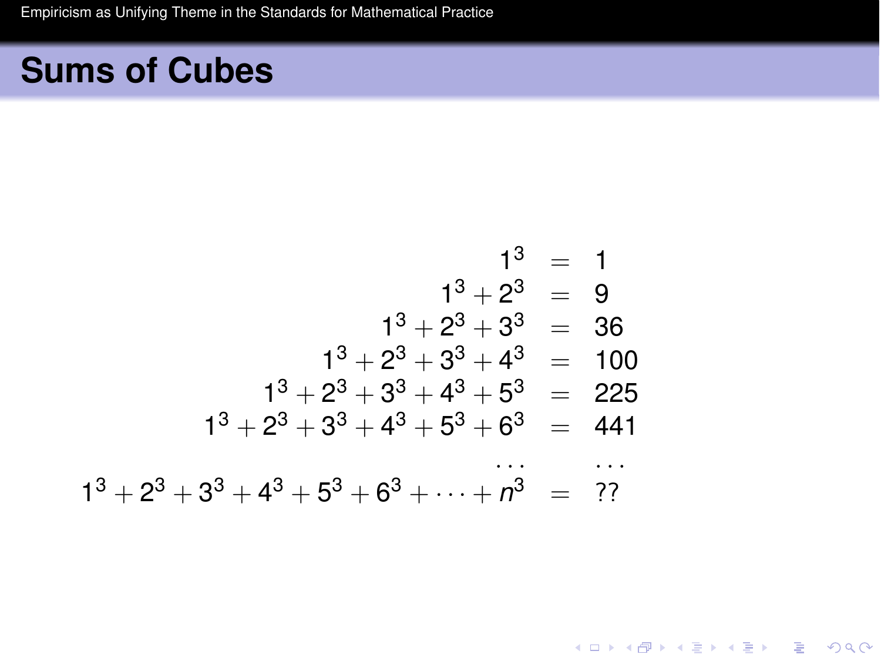# Sums of Cubes

$$
\begin{aligned}
1^3 &= 1 \\
1^3 + 2^3 &= 9 \\
1^3 + 2^3 + 3^3 &= 36 \\
1^3 + 2^3 + 3^3 + 4^3 &= 100 \\
1^3 + 2^3 + 3^3 + 4^3 + 5^3 &= 225 \\
1^3 + 2^3 + 3^3 + 4^3 + 5^3 + 6^3 &= 441 \\
\ldots & \quad \ldots \\
1^3 + 2^3 + 3^3 + 4^3 + 5^3 + 6^3 + \cdots + n^3 &= ??
\end{aligned}
$$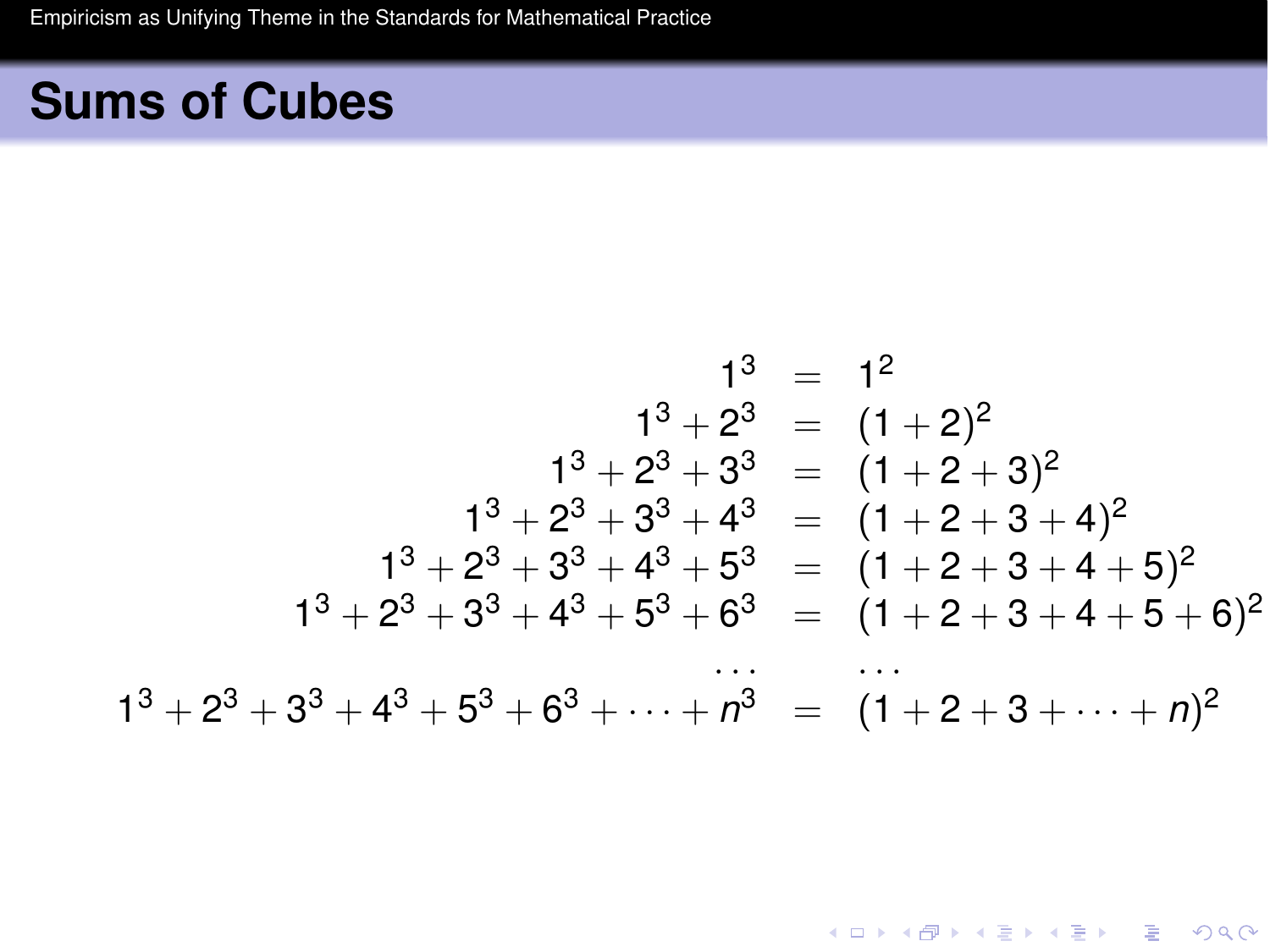## Sums of Cubes

$$
\begin{aligned}
1^3 &= 1^2 \\
1^3 + 2^3 &= (1+2)^2 \\
1^3 + 2^3 + 3^3 &= (1+2+3)^2 \\
1^3 + 2^3 + 3^3 + 4^3 &= (1+2+3+4)^2 \\
1^3 + 2^3 + 3^3 + 4^3 + 5^3 &= (1+2+3+4+5)^2 \\
1^3 + 2^3 + 3^3 + 4^3 + 5^3 + 6^3 &= (1+2+3+4+5+6)^2 \\
\cdots & \quad \cdots \\
1^3 + 2^3 + 3^3 + 4^3 + 5^3 + 6^3 + \cdots + n^3 &= (1+2+3+\cdots+n)^2
\end{aligned}
$$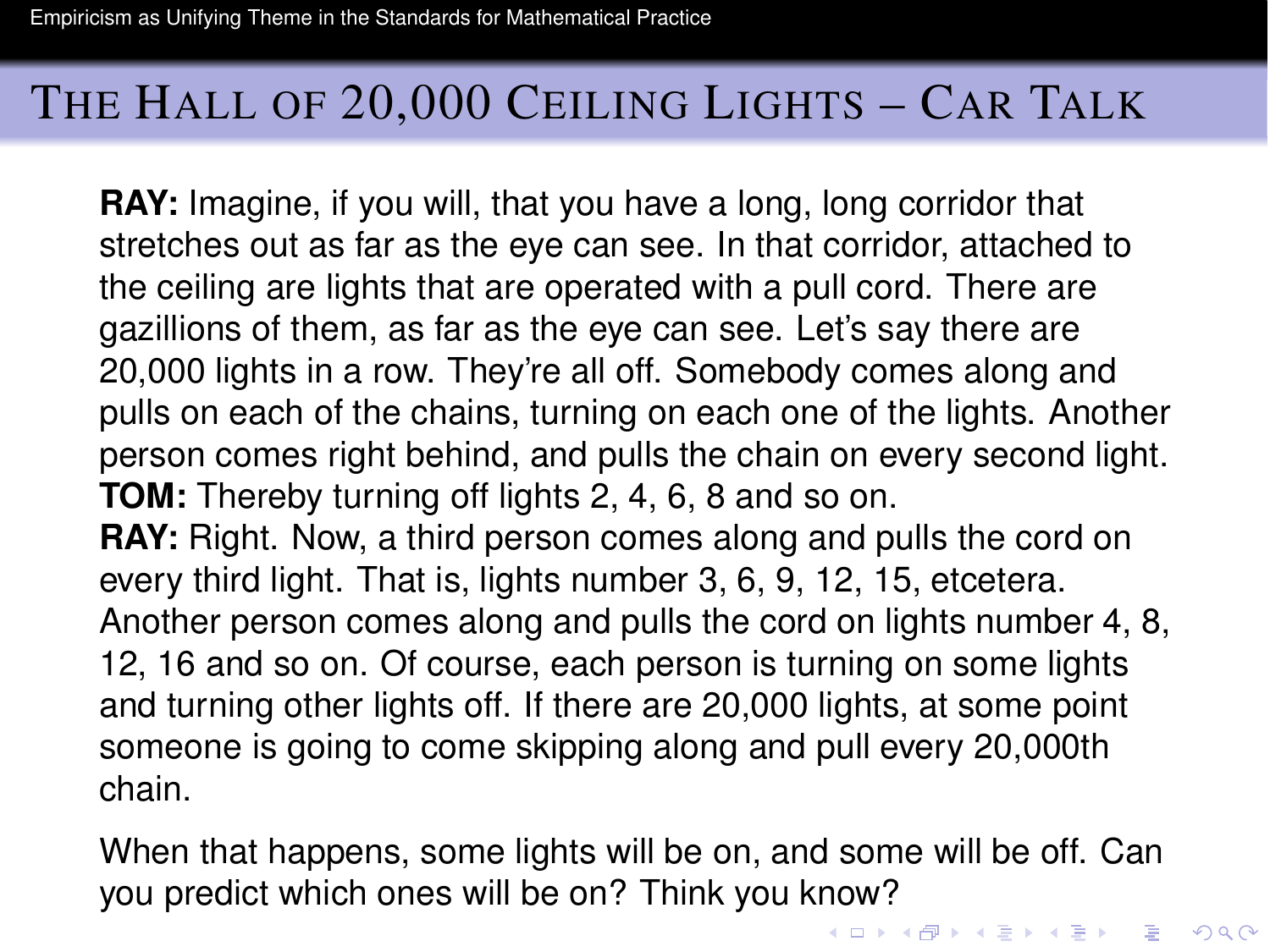# The Hall of 20,000 Ceiling Lights – Car Talk

**RAY:** Imagine, if you will, that you have a long, long corridor that stretches out as far as the eye can see. In that corridor, attached to the ceiling are lights that are operated with a pull cord. There are gazillions of them, as far as the eye can see. Let's say there are 20,000 lights in a row. They're all off. Somebody comes along and pulls on each of the chains, turning on each one of the lights. Another person comes right behind, and pulls the chain on every second light.
**TOM:** Thereby turning off lights 2, 4, 6, 8 and so on.
**RAY:** Right. Now, a third person comes along and pulls the cord on every third light. That is, lights number 3, 6, 9, 12, 15, etcetera. Another person comes along and pulls the cord on lights number 4, 8, 12, 16 and so on. Of course, each person is turning on some lights and turning other lights off. If there are 20,000 lights, at some point someone is going to come skipping along and pull every 20,000th chain.

When that happens, some lights will be on, and some will be off. Can you predict which ones will be on? Think you know?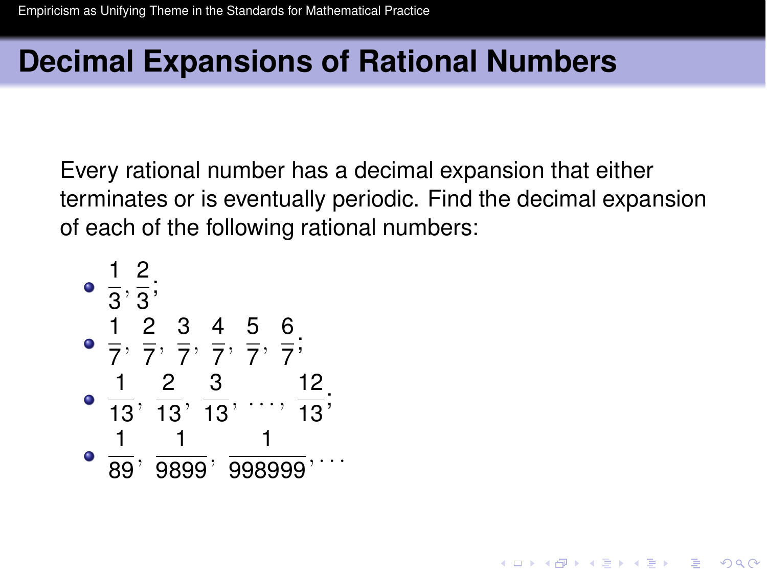# Decimal Expansions of Rational Numbers

Every rational number has a decimal expansion that either terminates or is eventually periodic. Find the decimal expansion of each of the following rational numbers:

- $\frac{1}{3}, \frac{2}{3};$
- $\frac{1}{7}, \frac{2}{7}, \frac{3}{7}, \frac{4}{7}, \frac{5}{7}, \frac{6}{7};$
- $\frac{1}{13}, \frac{2}{13}, \frac{3}{13}, \ldots, \frac{12}{13};$
- $\frac{1}{89}, \frac{1}{9899}, \frac{1}{998999}, \ldots$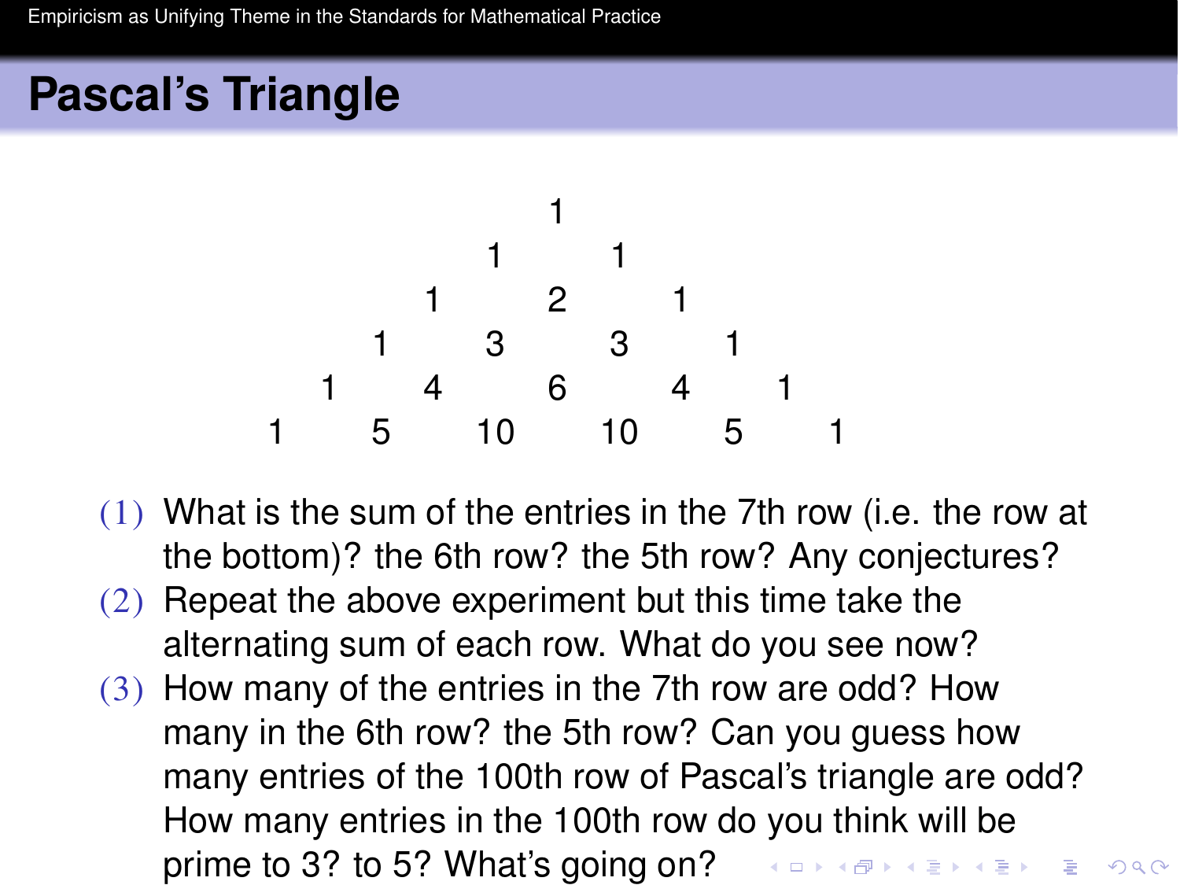# Pascal's Triangle

$$
\begin{array}{ccccccccccc}
 & & & & & 1 & & & & & \\
 & & & & 1 & & 1 & & & & \\
 & & & 1 & & 2 & & 1 & & & \\
 & & 1 & & 3 & & 3 & & 1 & & \\
 & 1 & & 4 & & 6 & & 4 & & 1 & \\
1 & & 5 & & 10 & & 10 & & 5 & & 1
\end{array}
$$

(1) What is the sum of the entries in the 7th row (i.e. the row at the bottom)? the 6th row? the 5th row? Any conjectures?

(2) Repeat the above experiment but this time take the alternating sum of each row. What do you see now?

(3) How many of the entries in the 7th row are odd? How many in the 6th row? the 5th row? Can you guess how many entries of the 100th row of Pascal's triangle are odd? How many entries in the 100th row do you think will be prime to 3? to 5? What's going on?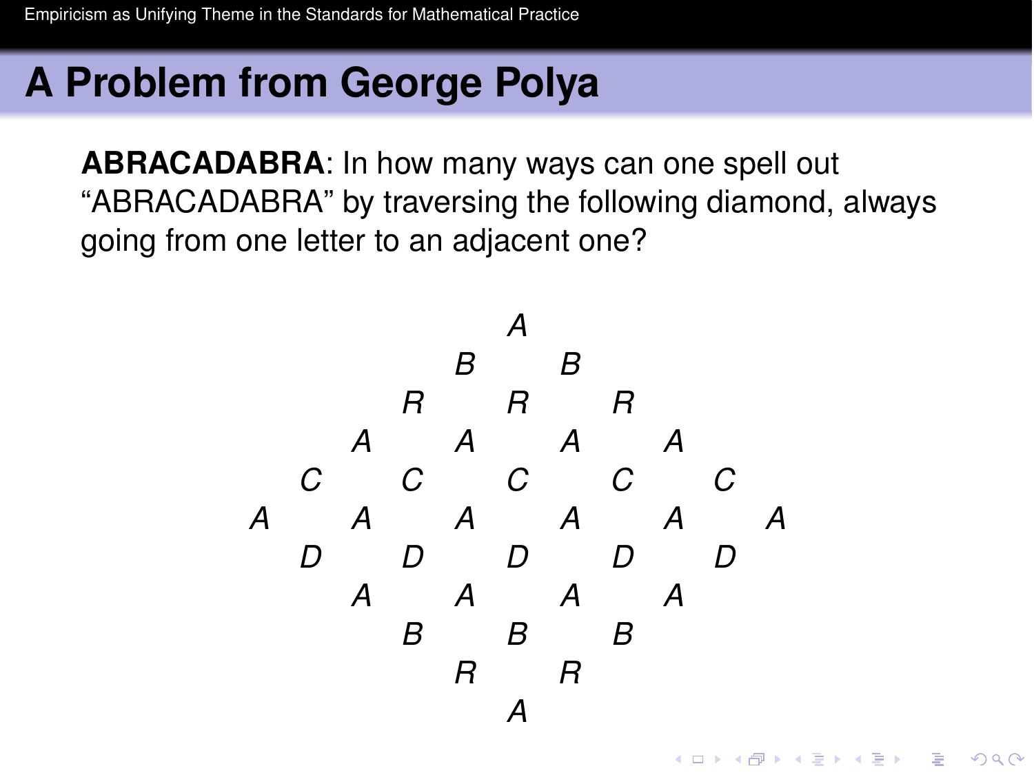## A Problem from George Polya

**ABRACADABRA**: In how many ways can one spell out "ABRACADABRA" by traversing the following diamond, always going from one letter to an adjacent one?

```
          A
        B   B
      R   R   R
    A   A   A   A
  C   C   C   C   C
A   A   A   A   A   A
  D   D   D   D   D
    A   A   A   A
      B   B   B
        R   R
          A
```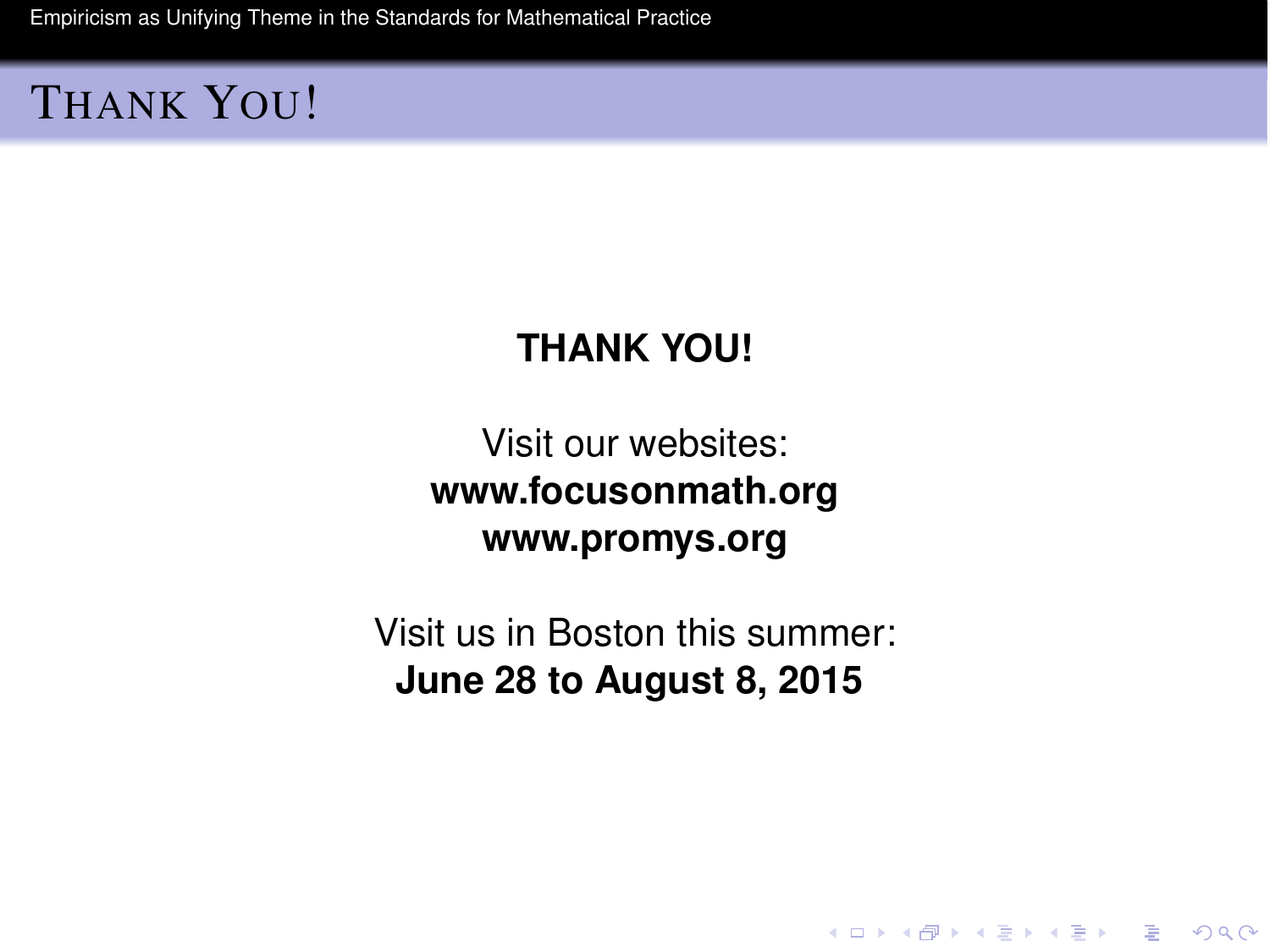# Thank You!

**THANK YOU!**

Visit our websites:
**www.focusonmath.org**
**www.promys.org**

Visit us in Boston this summer:
**June 28 to August 8, 2015**